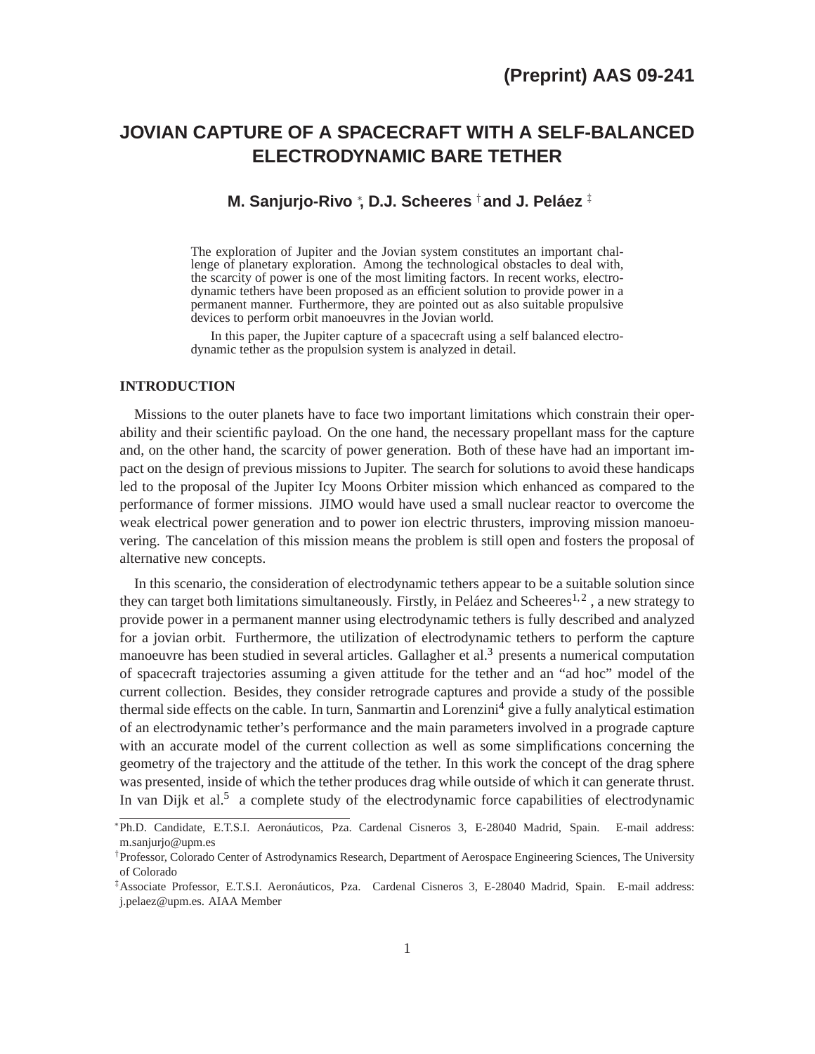(Preprint) AAS 09-241

# JOVIAN CAPTURE OF A SPACECRAFT WITH A SELF-BALANCED ELECTRODYNAMIC BARE TETHER

**M. Sanjurjo-Rivo [*], D.J. Scheeres [†] and J. Peláez [‡]**

The exploration of Jupiter and the Jovian system constitutes an important challenge of planetary exploration. Among the technological obstacles to deal with, the scarcity of power is one of the most limiting factors. In recent works, electrodynamic tethers have been proposed as an efficient solution to provide power in a permanent manner. Furthermore, they are pointed out as also suitable propulsive devices to perform orbit manoeuvres in the Jovian world.

In this paper, the Jupiter capture of a spacecraft using a self balanced electrodynamic tether as the propulsion system is analyzed in detail.

## INTRODUCTION

Missions to the outer planets have to face two important limitations which constrain their operability and their scientific payload. On the one hand, the necessary propellant mass for the capture and, on the other hand, the scarcity of power generation. Both of these have had an important impact on the design of previous missions to Jupiter. The search for solutions to avoid these handicaps led to the proposal of the Jupiter Icy Moons Orbiter mission which enhanced as compared to the performance of former missions. JIMO would have used a small nuclear reactor to overcome the weak electrical power generation and to power ion electric thrusters, improving mission manoeuvering. The cancelation of this mission means the problem is still open and fosters the proposal of alternative new concepts.

In this scenario, the consideration of electrodynamic tethers appear to be a suitable solution since they can target both limitations simultaneously. Firstly, in Peláez and Scheeres[1,2] , a new strategy to provide power in a permanent manner using electrodynamic tethers is fully described and analyzed for a jovian orbit. Furthermore, the utilization of electrodynamic tethers to perform the capture manoeuvre has been studied in several articles. Gallagher et al.[3] presents a numerical computation of spacecraft trajectories assuming a given attitude for the tether and an "ad hoc" model of the current collection. Besides, they consider retrograde captures and provide a study of the possible thermal side effects on the cable. In turn, Sanmartin and Lorenzini[4] give a fully analytical estimation of an electrodynamic tether's performance and the main parameters involved in a prograde capture with an accurate model of the current collection as well as some simplifications concerning the geometry of the trajectory and the attitude of the tether. In this work the concept of the drag sphere was presented, inside of which the tether produces drag while outside of which it can generate thrust. In van Dijk et al.[5] a complete study of the electrodynamic force capabilities of electrodynamic

[*]Ph.D. Candidate, E.T.S.I. Aeronáuticos, Pza. Cardenal Cisneros 3, E-28040 Madrid, Spain. E-mail address: m.sanjurjo@upm.es

[†]Professor, Colorado Center of Astrodynamics Research, Department of Aerospace Engineering Sciences, The University of Colorado

[‡]Associate Professor, E.T.S.I. Aeronáuticos, Pza. Cardenal Cisneros 3, E-28040 Madrid, Spain. E-mail address: j.pelaez@upm.es. AIAA Member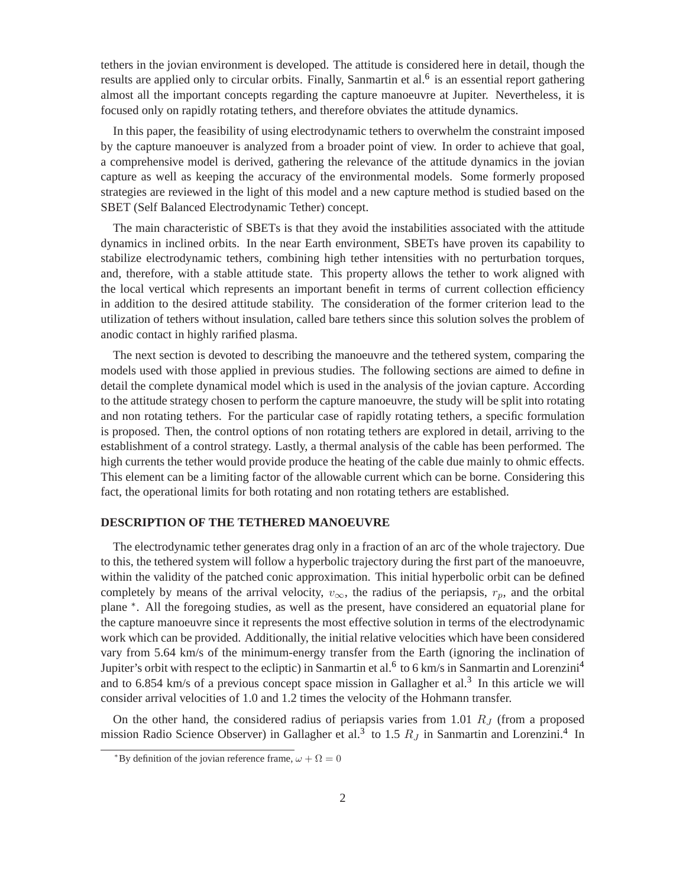tethers in the jovian environment is developed. The attitude is considered here in detail, though the results are applied only to circular orbits. Finally, Sanmartin et al.[6] is an essential report gathering almost all the important concepts regarding the capture manoeuvre at Jupiter. Nevertheless, it is focused only on rapidly rotating tethers, and therefore obviates the attitude dynamics.

In this paper, the feasibility of using electrodynamic tethers to overwhelm the constraint imposed by the capture manoeuver is analyzed from a broader point of view. In order to achieve that goal, a comprehensive model is derived, gathering the relevance of the attitude dynamics in the jovian capture as well as keeping the accuracy of the environmental models. Some formerly proposed strategies are reviewed in the light of this model and a new capture method is studied based on the SBET (Self Balanced Electrodynamic Tether) concept.

The main characteristic of SBETs is that they avoid the instabilities associated with the attitude dynamics in inclined orbits. In the near Earth environment, SBETs have proven its capability to stabilize electrodynamic tethers, combining high tether intensities with no perturbation torques, and, therefore, with a stable attitude state. This property allows the tether to work aligned with the local vertical which represents an important benefit in terms of current collection efficiency in addition to the desired attitude stability. The consideration of the former criterion lead to the utilization of tethers without insulation, called bare tethers since this solution solves the problem of anodic contact in highly rarified plasma.

The next section is devoted to describing the manoeuvre and the tethered system, comparing the models used with those applied in previous studies. The following sections are aimed to define in detail the complete dynamical model which is used in the analysis of the jovian capture. According to the attitude strategy chosen to perform the capture manoeuvre, the study will be split into rotating and non rotating tethers. For the particular case of rapidly rotating tethers, a specific formulation is proposed. Then, the control options of non rotating tethers are explored in detail, arriving to the establishment of a control strategy. Lastly, a thermal analysis of the cable has been performed. The high currents the tether would provide produce the heating of the cable due mainly to ohmic effects. This element can be a limiting factor of the allowable current which can be borne. Considering this fact, the operational limits for both rotating and non rotating tethers are established.

## DESCRIPTION OF THE TETHERED MANOEUVRE

The electrodynamic tether generates drag only in a fraction of an arc of the whole trajectory. Due to this, the tethered system will follow a hyperbolic trajectory during the first part of the manoeuvre, within the validity of the patched conic approximation. This initial hyperbolic orbit can be defined completely by means of the arrival velocity, $v_\infty$, the radius of the periapsis, $r_p$, and the orbital plane *. All the foregoing studies, as well as the present, have considered an equatorial plane for the capture manoeuvre since it represents the most effective solution in terms of the electrodynamic work which can be provided. Additionally, the initial relative velocities which have been considered vary from 5.64 km/s of the minimum-energy transfer from the Earth (ignoring the inclination of Jupiter's orbit with respect to the ecliptic) in Sanmartin et al.[6] to 6 km/s in Sanmartin and Lorenzini[4] and to 6.854 km/s of a previous concept space mission in Gallagher et al.[3] In this article we will consider arrival velocities of 1.0 and 1.2 times the velocity of the Hohmann transfer.

On the other hand, the considered radius of periapsis varies from 1.01 $R_J$ (from a proposed mission Radio Science Observer) in Gallagher et al.[3] to 1.5 $R_J$ in Sanmartin and Lorenzini.[4] In

---

*By definition of the jovian reference frame, $\omega + \Omega = 0$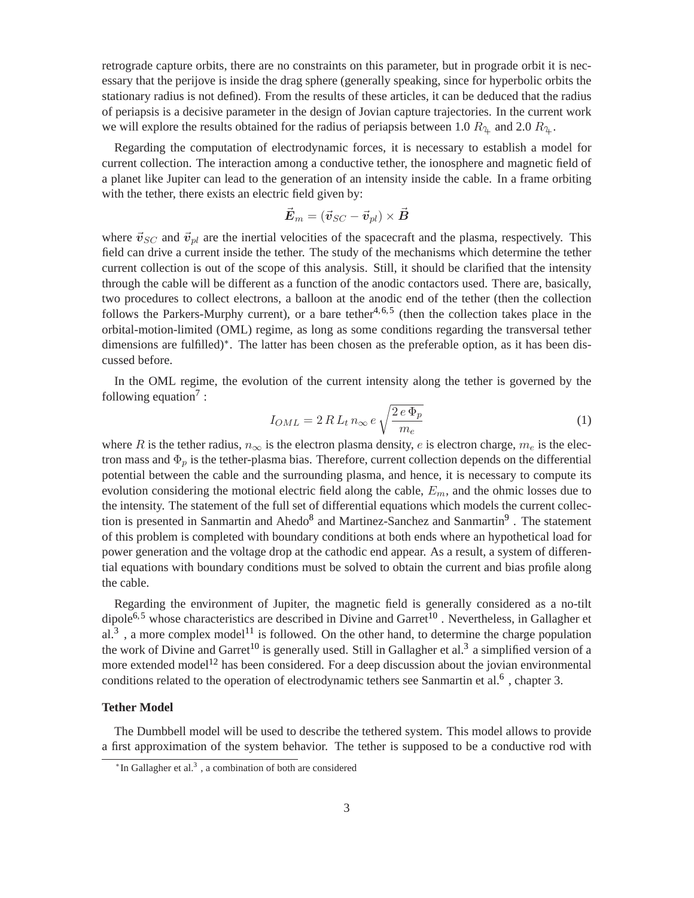retrograde capture orbits, there are no constraints on this parameter, but in prograde orbit it is necessary that the perijove is inside the drag sphere (generally speaking, since for hyperbolic orbits the stationary radius is not defined). From the results of these articles, it can be deduced that the radius of periapsis is a decisive parameter in the design of Jovian capture trajectories. In the current work we will explore the results obtained for the radius of periapsis between 1.0 $R_{♃}$ and 2.0 $R_{♃}$.

Regarding the computation of electrodynamic forces, it is necessary to establish a model for current collection. The interaction among a conductive tether, the ionosphere and magnetic field of a planet like Jupiter can lead to the generation of an intensity inside the cable. In a frame orbiting with the tether, there exists an electric field given by:

$$\vec{E}_m = (\vec{v}_{SC} - \vec{v}_{pl}) \times \vec{B}$$

where $\vec{v}_{SC}$ and $\vec{v}_{pl}$ are the inertial velocities of the spacecraft and the plasma, respectively. This field can drive a current inside the tether. The study of the mechanisms which determine the tether current collection is out of the scope of this analysis. Still, it should be clarified that the intensity through the cable will be different as a function of the anodic contactors used. There are, basically, two procedures to collect electrons, a balloon at the anodic end of the tether (then the collection follows the Parkers-Murphy current), or a bare tether[4,6,5] (then the collection takes place in the orbital-motion-limited (OML) regime, as long as some conditions regarding the transversal tether dimensions are fulfilled)*. The latter has been chosen as the preferable option, as it has been discussed before.

In the OML regime, the evolution of the current intensity along the tether is governed by the following equation[7] :

$$I_{OML} = 2\, R\, L_t\, n_\infty\, e \sqrt{\frac{2\, e\, \Phi_p}{m_e}} \tag{1}$$

where $R$ is the tether radius, $n_\infty$ is the electron plasma density, $e$ is electron charge, $m_e$ is the electron mass and $\Phi_p$ is the tether-plasma bias. Therefore, current collection depends on the differential potential between the cable and the surrounding plasma, and hence, it is necessary to compute its evolution considering the motional electric field along the cable, $E_m$, and the ohmic losses due to the intensity. The statement of the full set of differential equations which models the current collection is presented in Sanmartin and Ahedo[8] and Martinez-Sanchez and Sanmartin[9] . The statement of this problem is completed with boundary conditions at both ends where an hypothetical load for power generation and the voltage drop at the cathodic end appear. As a result, a system of differential equations with boundary conditions must be solved to obtain the current and bias profile along the cable.

Regarding the environment of Jupiter, the magnetic field is generally considered as a no-tilt dipole[6,5] whose characteristics are described in Divine and Garret[10] . Nevertheless, in Gallagher et al.[3] , a more complex model[11] is followed. On the other hand, to determine the charge population the work of Divine and Garret[10] is generally used. Still in Gallagher et al.[3] a simplified version of a more extended model[12] has been considered. For a deep discussion about the jovian environmental conditions related to the operation of electrodynamic tethers see Sanmartin et al.[6] , chapter 3.

**Tether Model**

The Dumbbell model will be used to describe the tethered system. This model allows to provide a first approximation of the system behavior. The tether is supposed to be a conductive rod with

*In Gallagher et al.[3] , a combination of both are considered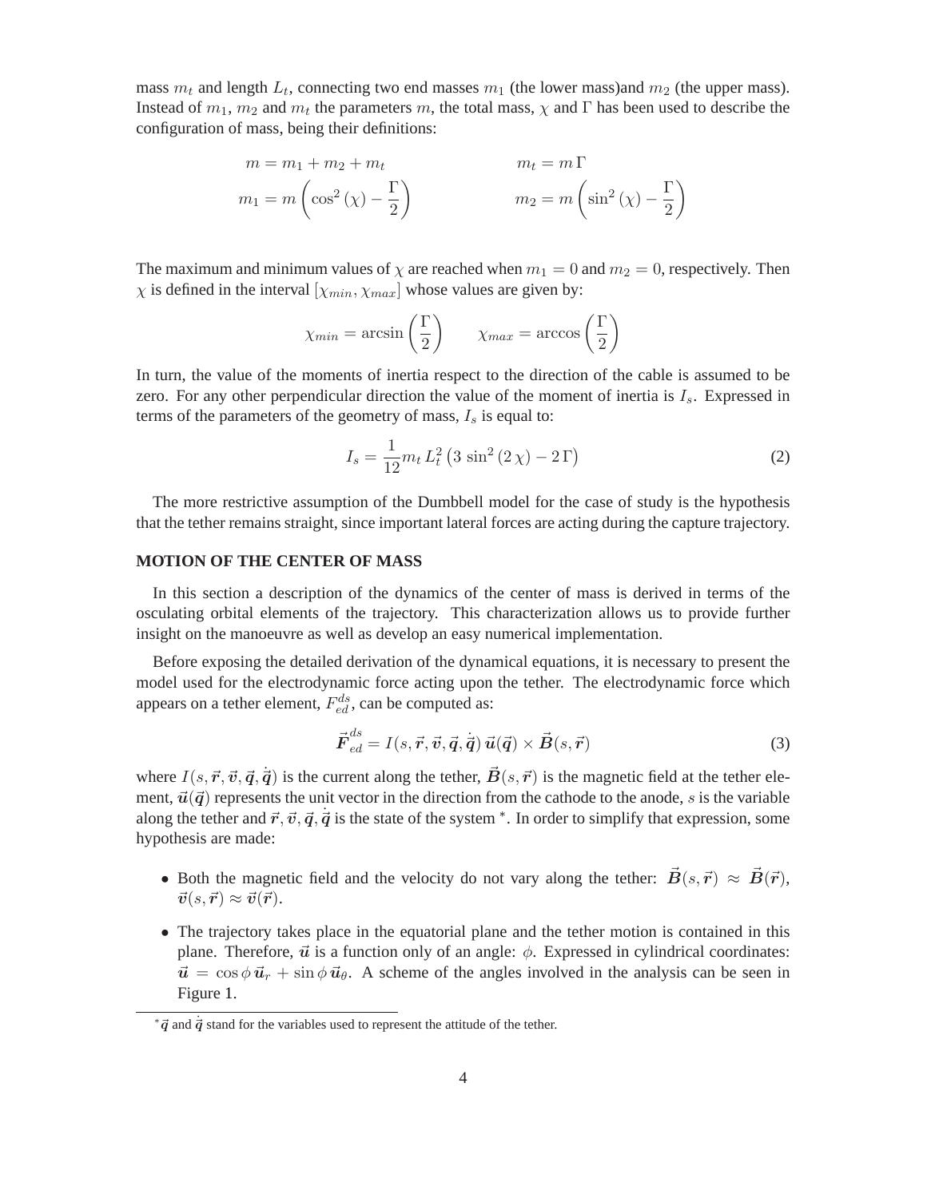mass $m_t$ and length $L_t$, connecting two end masses $m_1$ (the lower mass)and $m_2$ (the upper mass). Instead of $m_1$, $m_2$ and $m_t$ the parameters $m$, the total mass, $\chi$ and $\Gamma$ has been used to describe the configuration of mass, being their definitions:

$$m = m_1 + m_2 + m_t \qquad\qquad m_t = m\,\Gamma$$

$$m_1 = m\left(\cos^2(\chi) - \frac{\Gamma}{2}\right) \qquad\qquad m_2 = m\left(\sin^2(\chi) - \frac{\Gamma}{2}\right)$$

The maximum and minimum values of $\chi$ are reached when $m_1 = 0$ and $m_2 = 0$, respectively. Then $\chi$ is defined in the interval $[\chi_{min}, \chi_{max}]$ whose values are given by:

$$\chi_{min} = \arcsin\left(\frac{\Gamma}{2}\right) \qquad \chi_{max} = \arccos\left(\frac{\Gamma}{2}\right)$$

In turn, the value of the moments of inertia respect to the direction of the cable is assumed to be zero. For any other perpendicular direction the value of the moment of inertia is $I_s$. Expressed in terms of the parameters of the geometry of mass, $I_s$ is equal to:

$$I_s = \frac{1}{12} m_t\, L_t^2 \left(3\,\sin^2(2\,\chi) - 2\,\Gamma\right) \tag{2}$$

The more restrictive assumption of the Dumbbell model for the case of study is the hypothesis that the tether remains straight, since important lateral forces are acting during the capture trajectory.

## MOTION OF THE CENTER OF MASS

In this section a description of the dynamics of the center of mass is derived in terms of the osculating orbital elements of the trajectory. This characterization allows us to provide further insight on the manoeuvre as well as develop an easy numerical implementation.

Before exposing the detailed derivation of the dynamical equations, it is necessary to present the model used for the electrodynamic force acting upon the tether. The electrodynamic force which appears on a tether element, $F_{ed}^{ds}$, can be computed as:

$$\vec{F}_{ed}^{ds} = I(s, \vec{r}, \vec{v}, \vec{q}, \dot{\vec{q}})\, \vec{u}(\vec{q}) \times \vec{B}(s, \vec{r}) \tag{3}$$

where $I(s, \vec{r}, \vec{v}, \vec{q}, \dot{\vec{q}})$ is the current along the tether, $\vec{B}(s, \vec{r})$ is the magnetic field at the tether element, $\vec{u}(\vec{q})$ represents the unit vector in the direction from the cathode to the anode, $s$ is the variable along the tether and $\vec{r}, \vec{v}, \vec{q}, \dot{\vec{q}}$ is the state of the system *. In order to simplify that expression, some hypothesis are made:

- Both the magnetic field and the velocity do not vary along the tether: $\vec{B}(s, \vec{r}) \approx \vec{B}(\vec{r})$, $\vec{v}(s, \vec{r}) \approx \vec{v}(\vec{r})$.
- The trajectory takes place in the equatorial plane and the tether motion is contained in this plane. Therefore, $\vec{u}$ is a function only of an angle: $\phi$. Expressed in cylindrical coordinates: $\vec{u} = \cos\phi\, \vec{u}_r + \sin\phi\, \vec{u}_\theta$. A scheme of the angles involved in the analysis can be seen in Figure 1.

---

* $\vec{q}$ and $\dot{\vec{q}}$ stand for the variables used to represent the attitude of the tether.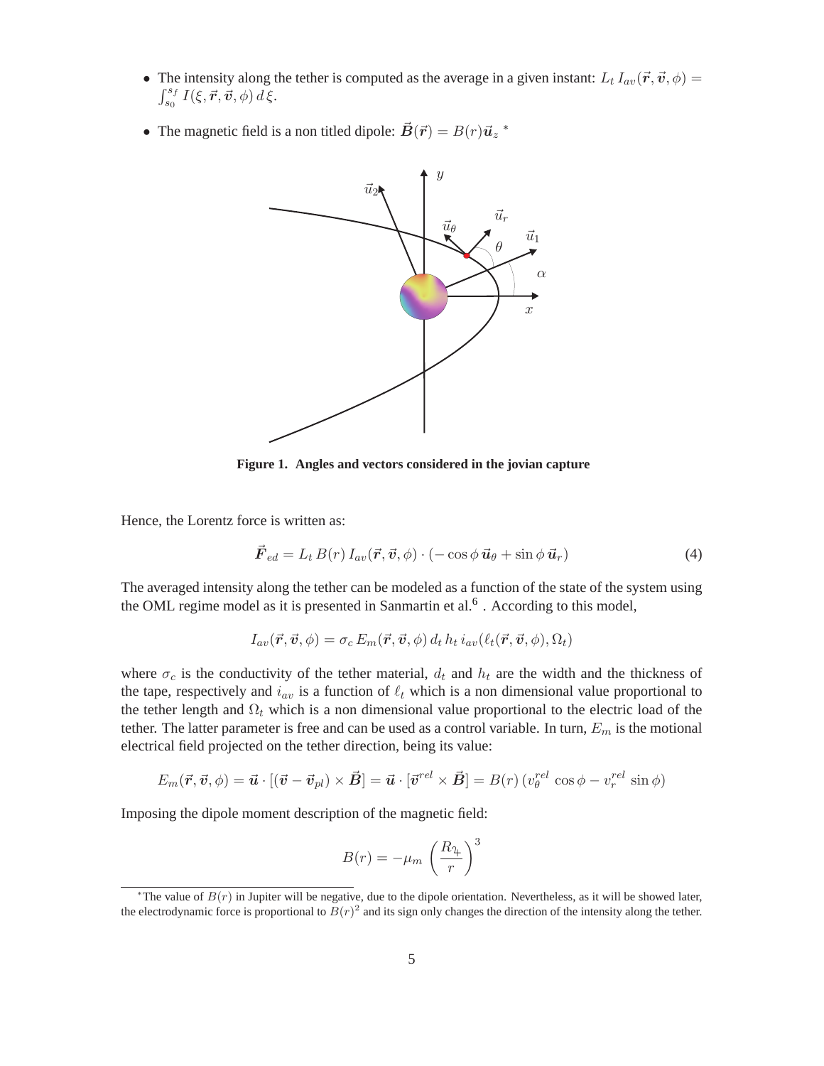- The intensity along the tether is computed as the average in a given instant: $L_t \, I_{av}(\vec{r}, \vec{v}, \phi) = \int_{s_0}^{s_f} I(\xi, \vec{r}, \vec{v}, \phi) \, d\,\xi$.
- The magnetic field is a non titled dipole: $\vec{B}(\vec{r}) = B(r)\vec{u}_z$ *

Figure 1. Angles and vectors considered in the jovian capture

Hence, the Lorentz force is written as:

$$\vec{F}_{ed} = L_t \, B(r) \, I_{av}(\vec{r}, \vec{v}, \phi) \cdot (-\cos\phi \, \vec{u}_\theta + \sin\phi \, \vec{u}_r) \tag{4}$$

The averaged intensity along the tether can be modeled as a function of the state of the system using the OML regime model as it is presented in Sanmartin et al.[6] . According to this model,

$$I_{av}(\vec{r}, \vec{v}, \phi) = \sigma_c \, E_m(\vec{r}, \vec{v}, \phi) \, d_t \, h_t \, i_{av}(\ell_t(\vec{r}, \vec{v}, \phi), \Omega_t)$$

where $\sigma_c$ is the conductivity of the tether material, $d_t$ and $h_t$ are the width and the thickness of the tape, respectively and $i_{av}$ is a function of $\ell_t$ which is a non dimensional value proportional to the tether length and $\Omega_t$ which is a non dimensional value proportional to the electric load of the tether. The latter parameter is free and can be used as a control variable. In turn, $E_m$ is the motional electrical field projected on the tether direction, being its value:

$$E_m(\vec{r}, \vec{v}, \phi) = \vec{u} \cdot [(\vec{v} - \vec{v}_{pl}) \times \vec{B}] = \vec{u} \cdot [\vec{v}^{rel} \times \vec{B}] = B(r) \, (v_\theta^{rel} \, \cos\phi - v_r^{rel} \, \sin\phi)$$

Imposing the dipole moment description of the magnetic field:

$$B(r) = -\mu_m \, \left(\frac{R_{♃}}{r}\right)^3$$

*The value of $B(r)$ in Jupiter will be negative, due to the dipole orientation. Nevertheless, as it will be showed later, the electrodynamic force is proportional to $B(r)^2$ and its sign only changes the direction of the intensity along the tether.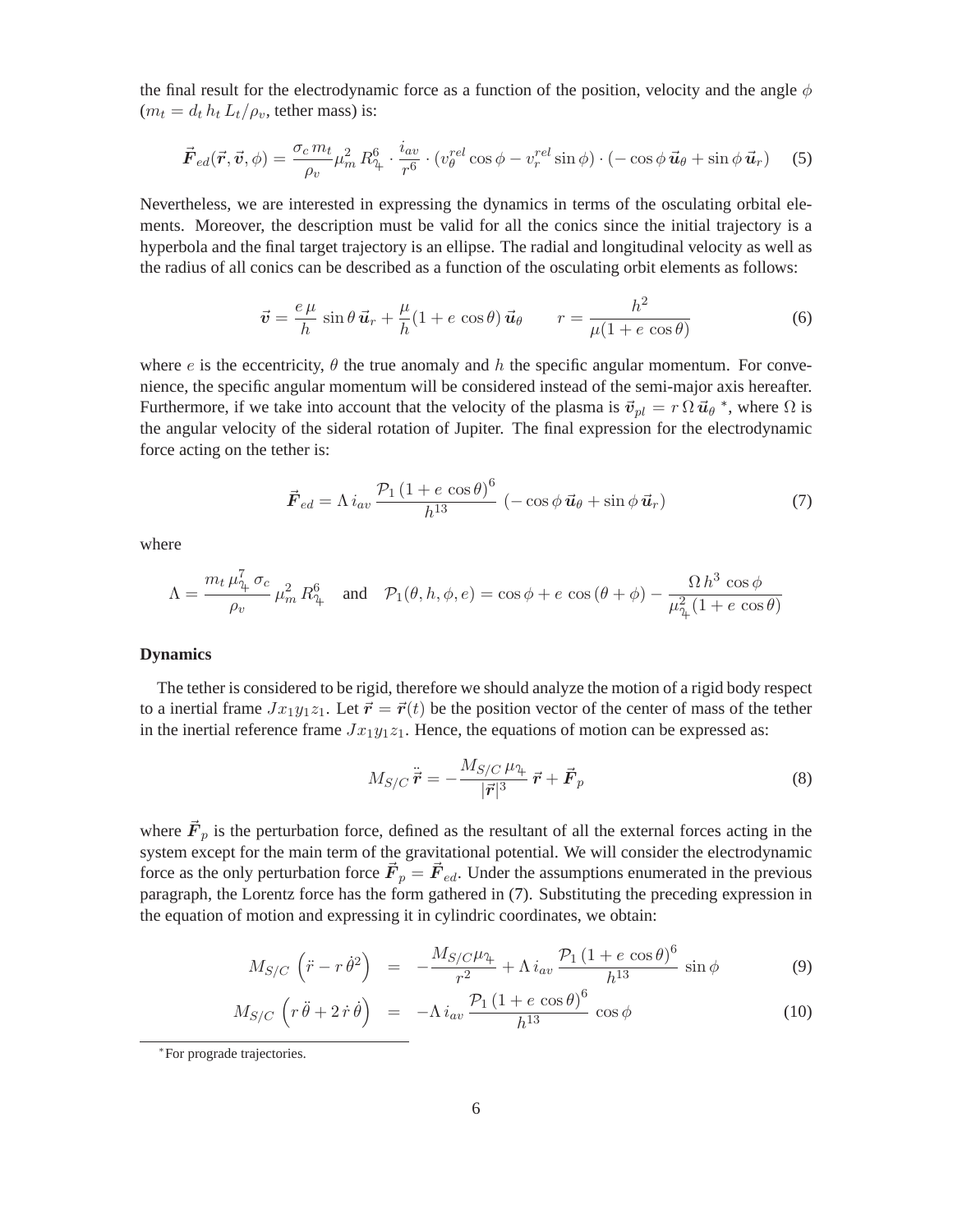the final result for the electrodynamic force as a function of the position, velocity and the angle $\phi$ ($m_t = d_t\, h_t\, L_t/\rho_v$, tether mass) is:

$$\vec{\boldsymbol{F}}_{ed}(\vec{\boldsymbol{r}}, \vec{\boldsymbol{v}}, \phi) = \frac{\sigma_c\, m_t}{\rho_v} \mu_m^2\, R_{♃}^6 \cdot \frac{i_{av}}{r^6} \cdot (v_\theta^{rel} \cos\phi - v_r^{rel} \sin\phi) \cdot (-\cos\phi\, \vec{\boldsymbol{u}}_\theta + \sin\phi\, \vec{\boldsymbol{u}}_r) \tag{5}$$

Nevertheless, we are interested in expressing the dynamics in terms of the osculating orbital elements. Moreover, the description must be valid for all the conics since the initial trajectory is a hyperbola and the final target trajectory is an ellipse. The radial and longitudinal velocity as well as the radius of all conics can be described as a function of the osculating orbit elements as follows:

$$\vec{\boldsymbol{v}} = \frac{e\,\mu}{h}\, \sin\theta\, \vec{\boldsymbol{u}}_r + \frac{\mu}{h}(1 + e\, \cos\theta)\, \vec{\boldsymbol{u}}_\theta \qquad r = \frac{h^2}{\mu(1 + e\, \cos\theta)} \tag{6}$$

where $e$ is the eccentricity, $\theta$ the true anomaly and $h$ the specific angular momentum. For convenience, the specific angular momentum will be considered instead of the semi-major axis hereafter. Furthermore, if we take into account that the velocity of the plasma is $\vec{\boldsymbol{v}}_{pl} = r\, \Omega\, \vec{\boldsymbol{u}}_\theta$ *, where $\Omega$ is the angular velocity of the sideral rotation of Jupiter. The final expression for the electrodynamic force acting on the tether is:

$$\vec{\boldsymbol{F}}_{ed} = \Lambda\, i_{av}\, \frac{\mathcal{P}_1\, (1 + e\, \cos\theta)^6}{h^{13}}\, (-\cos\phi\, \vec{\boldsymbol{u}}_\theta + \sin\phi\, \vec{\boldsymbol{u}}_r) \tag{7}$$

where

$$\Lambda = \frac{m_t\, \mu_{♃}^7\, \sigma_c}{\rho_v}\, \mu_m^2\, R_{♃}^6 \quad \text{and} \quad \mathcal{P}_1(\theta, h, \phi, e) = \cos\phi + e\, \cos(\theta + \phi) - \frac{\Omega\, h^3\, \cos\phi}{\mu_{♃}^2\, (1 + e\, \cos\theta)}$$

**Dynamics**

The tether is considered to be rigid, therefore we should analyze the motion of a rigid body respect to a inertial frame $Jx_1y_1z_1$. Let $\vec{\boldsymbol{r}} = \vec{\boldsymbol{r}}(t)$ be the position vector of the center of mass of the tether in the inertial reference frame $Jx_1y_1z_1$. Hence, the equations of motion can be expressed as:

$$M_{S/C}\, \ddot{\vec{\boldsymbol{r}}} = -\frac{M_{S/C}\, \mu_{♃}}{|\vec{\boldsymbol{r}}|^3}\, \vec{\boldsymbol{r}} + \vec{\boldsymbol{F}}_p \tag{8}$$

where $\vec{\boldsymbol{F}}_p$ is the perturbation force, defined as the resultant of all the external forces acting in the system except for the main term of the gravitational potential. We will consider the electrodynamic force as the only perturbation force $\vec{\boldsymbol{F}}_p = \vec{\boldsymbol{F}}_{ed}$. Under the assumptions enumerated in the previous paragraph, the Lorentz force has the form gathered in (7). Substituting the preceding expression in the equation of motion and expressing it in cylindric coordinates, we obtain:

$$M_{S/C}\, \left(\ddot{r} - r\, \dot{\theta}^2\right) = -\frac{M_{S/C}\mu_{♃}}{r^2} + \Lambda\, i_{av}\, \frac{\mathcal{P}_1\, (1 + e\, \cos\theta)^6}{h^{13}}\, \sin\phi \tag{9}$$

$$M_{S/C}\, \left(r\, \ddot{\theta} + 2\, \dot{r}\, \dot{\theta}\right) = -\Lambda\, i_{av}\, \frac{\mathcal{P}_1\, (1 + e\, \cos\theta)^6}{h^{13}}\, \cos\phi \tag{10}$$

*For prograde trajectories.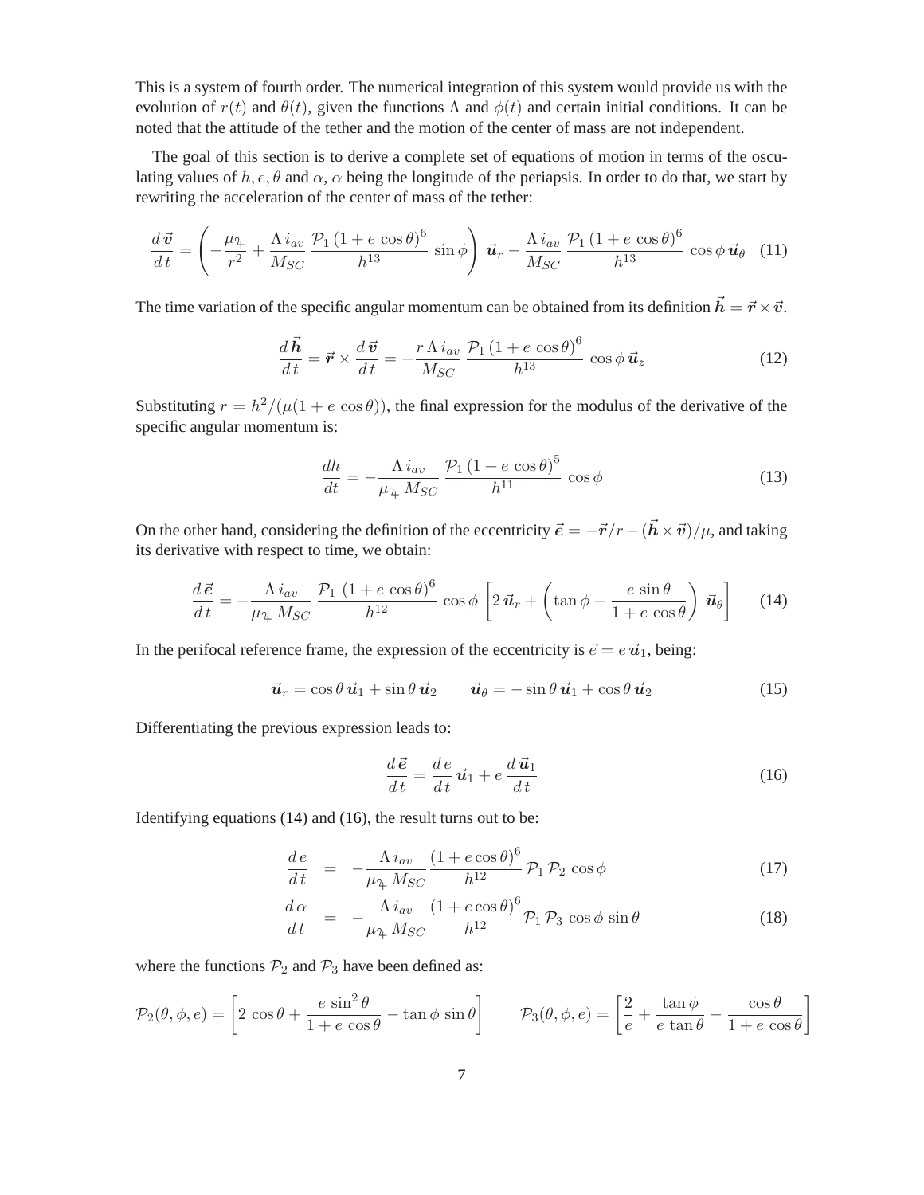This is a system of fourth order. The numerical integration of this system would provide us with the evolution of $r(t)$ and $\theta(t)$, given the functions $\Lambda$ and $\phi(t)$ and certain initial conditions. It can be noted that the attitude of the tether and the motion of the center of mass are not independent.

The goal of this section is to derive a complete set of equations of motion in terms of the osculating values of $h, e, \theta$ and $\alpha$, $\alpha$ being the longitude of the periapsis. In order to do that, we start by rewriting the acceleration of the center of mass of the tether:

$$\frac{d\vec{\boldsymbol{v}}}{dt} = \left( -\frac{\mu_{♃}}{r^2} + \frac{\Lambda\, i_{av}}{M_{SC}} \frac{\mathcal{P}_1\,(1+e\,\cos\theta)^6}{h^{13}}\,\sin\phi \right) \vec{\boldsymbol{u}}_r - \frac{\Lambda\, i_{av}}{M_{SC}} \frac{\mathcal{P}_1\,(1+e\,\cos\theta)^6}{h^{13}}\,\cos\phi\, \vec{\boldsymbol{u}}_\theta \quad (11)$$

The time variation of the specific angular momentum can be obtained from its definition $\vec{\boldsymbol{h}} = \vec{\boldsymbol{r}} \times \vec{\boldsymbol{v}}$.

$$\frac{d\vec{\boldsymbol{h}}}{dt} = \vec{\boldsymbol{r}} \times \frac{d\vec{\boldsymbol{v}}}{dt} = -\frac{r\,\Lambda\, i_{av}}{M_{SC}} \frac{\mathcal{P}_1\,(1+e\,\cos\theta)^6}{h^{13}}\,\cos\phi\,\vec{\boldsymbol{u}}_z \quad (12)$$

Substituting $r = h^2/(\mu(1+e\,\cos\theta))$, the final expression for the modulus of the derivative of the specific angular momentum is:

$$\frac{dh}{dt} = -\frac{\Lambda\, i_{av}}{\mu_{♃}\, M_{SC}} \frac{\mathcal{P}_1\,(1+e\,\cos\theta)^5}{h^{11}}\,\cos\phi \quad (13)$$

On the other hand, considering the definition of the eccentricity $\vec{\boldsymbol{e}} = -\vec{\boldsymbol{r}}/r - (\vec{\boldsymbol{h}} \times \vec{\boldsymbol{v}})/\mu$, and taking its derivative with respect to time, we obtain:

$$\frac{d\vec{\boldsymbol{e}}}{dt} = -\frac{\Lambda\, i_{av}}{\mu_{♃}\, M_{SC}} \frac{\mathcal{P}_1\,(1+e\,\cos\theta)^6}{h^{12}}\,\cos\phi\,\left[2\,\vec{\boldsymbol{u}}_r + \left(\tan\phi - \frac{e\,\sin\theta}{1+e\,\cos\theta}\right)\vec{\boldsymbol{u}}_\theta\right] \quad (14)$$

In the perifocal reference frame, the expression of the eccentricity is $\vec{e} = e\,\vec{\boldsymbol{u}}_1$, being:

$$\vec{\boldsymbol{u}}_r = \cos\theta\,\vec{\boldsymbol{u}}_1 + \sin\theta\,\vec{\boldsymbol{u}}_2 \qquad \vec{\boldsymbol{u}}_\theta = -\sin\theta\,\vec{\boldsymbol{u}}_1 + \cos\theta\,\vec{\boldsymbol{u}}_2 \quad (15)$$

Differentiating the previous expression leads to:

$$\frac{d\vec{\boldsymbol{e}}}{dt} = \frac{de}{dt}\,\vec{\boldsymbol{u}}_1 + e\,\frac{d\vec{\boldsymbol{u}}_1}{dt} \quad (16)$$

Identifying equations (14) and (16), the result turns out to be:

$$\frac{de}{dt} = -\frac{\Lambda\, i_{av}}{\mu_{♃}\, M_{SC}} \frac{(1+e\cos\theta)^6}{h^{12}}\,\mathcal{P}_1\,\mathcal{P}_2\,\cos\phi \quad (17)$$

$$\frac{d\alpha}{dt} = -\frac{\Lambda\, i_{av}}{\mu_{♃}\, M_{SC}} \frac{(1+e\cos\theta)^6}{h^{12}}\,\mathcal{P}_1\,\mathcal{P}_3\,\cos\phi\,\sin\theta \quad (18)$$

where the functions $\mathcal{P}_2$ and $\mathcal{P}_3$ have been defined as:

$$\mathcal{P}_2(\theta,\phi,e) = \left[2\,\cos\theta + \frac{e\,\sin^2\theta}{1+e\,\cos\theta} - \tan\phi\,\sin\theta\right] \qquad \mathcal{P}_3(\theta,\phi,e) = \left[\frac{2}{e} + \frac{\tan\phi}{e\,\tan\theta} - \frac{\cos\theta}{1+e\,\cos\theta}\right]$$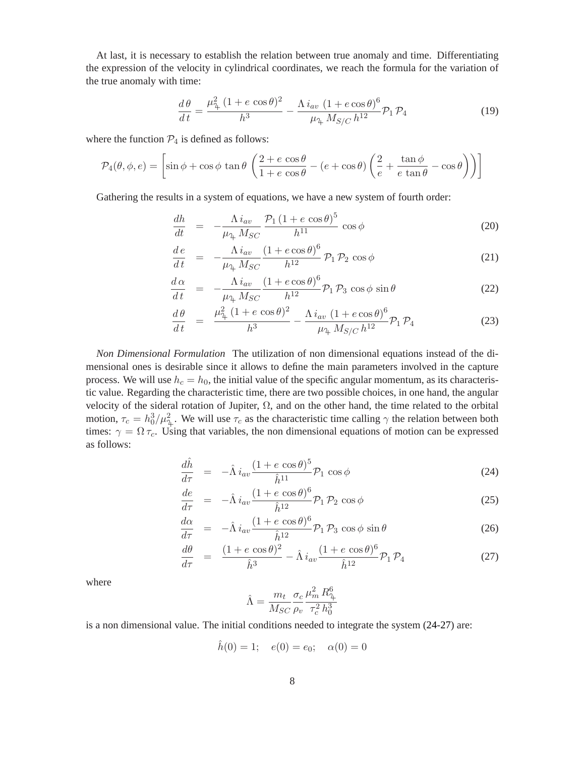At last, it is necessary to establish the relation between true anomaly and time. Differentiating the expression of the velocity in cylindrical coordinates, we reach the formula for the variation of the true anomaly with time:

$$\frac{d\,\theta}{d\,t} = \frac{\mu_{♃}^2\,(1+e\,\cos\theta)^2}{h^3} - \frac{\Lambda\,i_{av}\,(1+e\cos\theta)^6}{\mu_{♃}\,M_{S/C}\,h^{12}}\mathcal{P}_1\,\mathcal{P}_4 \tag{19}$$

where the function $\mathcal{P}_4$ is defined as follows:

$$\mathcal{P}_4(\theta,\phi,e) = \left[\sin\phi + \cos\phi\,\tan\theta\,\left(\frac{2+e\,\cos\theta}{1+e\,\cos\theta} - (e+\cos\theta)\left(\frac{2}{e} + \frac{\tan\phi}{e\,\tan\theta} - \cos\theta\right)\right)\right]$$

Gathering the results in a system of equations, we have a new system of fourth order:

$$\frac{dh}{dt} = -\frac{\Lambda\,i_{av}}{\mu_{♃}\,M_{SC}}\,\frac{\mathcal{P}_1\,(1+e\,\cos\theta)^5}{h^{11}}\,\cos\phi \tag{20}$$

$$\frac{d\,e}{d\,t} = -\frac{\Lambda\,i_{av}}{\mu_{♃}\,M_{SC}}\frac{(1+e\cos\theta)^6}{h^{12}}\,\mathcal{P}_1\,\mathcal{P}_2\,\cos\phi \tag{21}$$

$$\frac{d\,\alpha}{d\,t} = -\frac{\Lambda\,i_{av}}{\mu_{♃}\,M_{SC}}\frac{(1+e\cos\theta)^6}{h^{12}}\mathcal{P}_1\,\mathcal{P}_3\,\cos\phi\,\sin\theta \tag{22}$$

$$\frac{d\,\theta}{d\,t} = \frac{\mu_{♃}^2\,(1+e\,\cos\theta)^2}{h^3} - \frac{\Lambda\,i_{av}\,(1+e\cos\theta)^6}{\mu_{♃}\,M_{S/C}\,h^{12}}\mathcal{P}_1\,\mathcal{P}_4 \tag{23}$$

*Non Dimensional Formulation* The utilization of non dimensional equations instead of the dimensional ones is desirable since it allows to define the main parameters involved in the capture process. We will use $h_c = h_0$, the initial value of the specific angular momentum, as its characteristic value. Regarding the characteristic time, there are two possible choices, in one hand, the angular velocity of the sideral rotation of Jupiter, $\Omega$, and on the other hand, the time related to the orbital motion, $\tau_c = h_0^3/\mu_{♃}^2$. We will use $\tau_c$ as the characteristic time calling $\gamma$ the relation between both times: $\gamma = \Omega\,\tau_c$. Using that variables, the non dimensional equations of motion can be expressed as follows:

$$\frac{d\hat{h}}{d\tau} = -\hat{\Lambda}\,i_{av}\frac{(1+e\,\cos\theta)^5}{\hat{h}^{11}}\mathcal{P}_1\,\cos\phi \tag{24}$$

$$\frac{de}{d\tau} = -\hat{\Lambda}\,i_{av}\frac{(1+e\,\cos\theta)^6}{\hat{h}^{12}}\mathcal{P}_1\,\mathcal{P}_2\,\cos\phi \tag{25}$$

$$\frac{d\alpha}{d\tau} = -\hat{\Lambda}\,i_{av}\frac{(1+e\,\cos\theta)^6}{\hat{h}^{12}}\mathcal{P}_1\,\mathcal{P}_3\,\cos\phi\,\sin\theta \tag{26}$$

$$\frac{d\theta}{d\tau} = \frac{(1+e\,\cos\theta)^2}{\hat{h}^3} - \hat{\Lambda}\,i_{av}\frac{(1+e\,\cos\theta)^6}{\hat{h}^{12}}\mathcal{P}_1\,\mathcal{P}_4 \tag{27}$$

where

$$\hat{\Lambda} = \frac{m_t}{M_{SC}}\frac{\sigma_c}{\rho_v}\frac{\mu_m^2\,R_{♃}^6}{\tau_c^2\,h_0^3}$$

is a non dimensional value. The initial conditions needed to integrate the system (24-27) are:

$$\hat{h}(0) = 1; \quad e(0) = e_0; \quad \alpha(0) = 0$$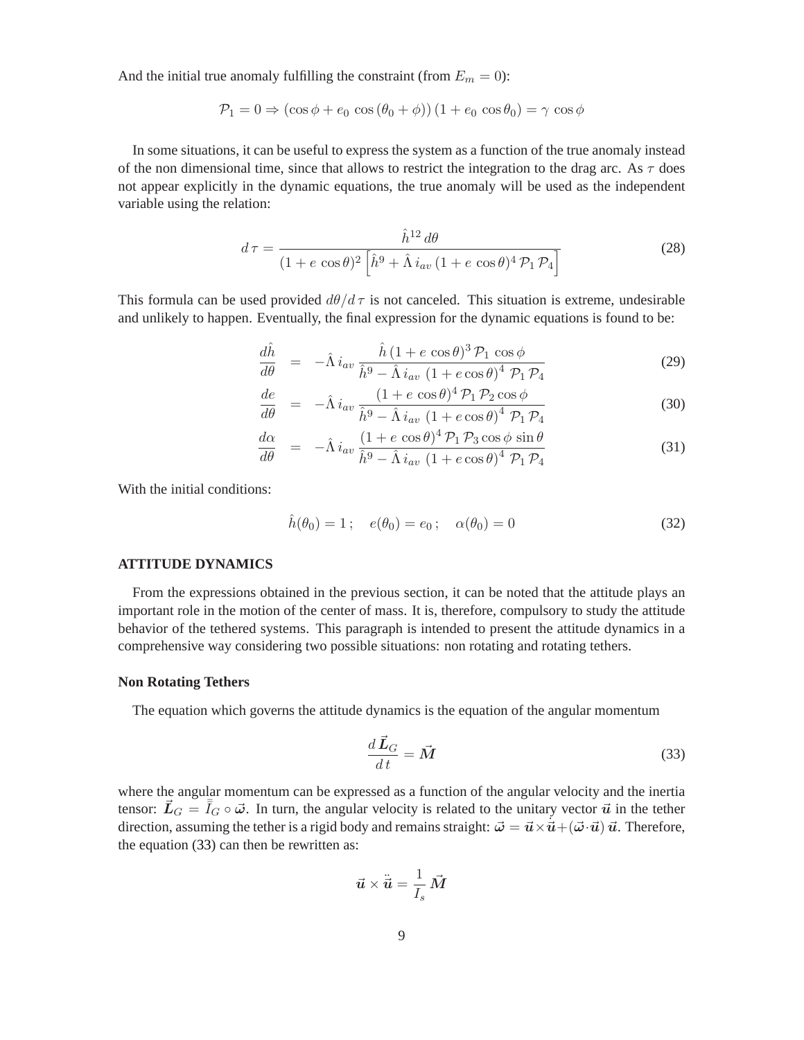And the initial true anomaly fulfilling the constraint (from $E_m = 0$):

$$\mathcal{P}_1 = 0 \Rightarrow (\cos\phi + e_0\,\cos(\theta_0+\phi))\,(1+e_0\,\cos\theta_0) = \gamma\,\cos\phi$$

In some situations, it can be useful to express the system as a function of the true anomaly instead of the non dimensional time, since that allows to restrict the integration to the drag arc. As $\tau$ does not appear explicitly in the dynamic equations, the true anomaly will be used as the independent variable using the relation:

$$d\,\tau = \frac{\hat{h}^{12}\,d\theta}{(1+e\,\cos\theta)^2\left[\hat{h}^9 + \hat{\Lambda}\,i_{av}\,(1+e\,\cos\theta)^4\,\mathcal{P}_1\,\mathcal{P}_4\right]} \tag{28}$$

This formula can be used provided $d\theta/d\,\tau$ is not canceled. This situation is extreme, undesirable and unlikely to happen. Eventually, the final expression for the dynamic equations is found to be:

$$\frac{d\hat{h}}{d\theta} = -\hat{\Lambda}\,i_{av}\,\frac{\hat{h}\,(1+e\,\cos\theta)^3\,\mathcal{P}_1\,\cos\phi}{\hat{h}^9 - \hat{\Lambda}\,i_{av}\,(1+e\cos\theta)^4\,\mathcal{P}_1\,\mathcal{P}_4} \tag{29}$$

$$\frac{de}{d\theta} = -\hat{\Lambda}\,i_{av}\,\frac{(1+e\,\cos\theta)^4\,\mathcal{P}_1\,\mathcal{P}_2\cos\phi}{\hat{h}^9 - \hat{\Lambda}\,i_{av}\,(1+e\cos\theta)^4\,\mathcal{P}_1\,\mathcal{P}_4} \tag{30}$$

$$\frac{d\alpha}{d\theta} = -\hat{\Lambda}\,i_{av}\,\frac{(1+e\,\cos\theta)^4\,\mathcal{P}_1\,\mathcal{P}_3\cos\phi\,\sin\theta}{\hat{h}^9 - \hat{\Lambda}\,i_{av}\,(1+e\cos\theta)^4\,\mathcal{P}_1\,\mathcal{P}_4} \tag{31}$$

With the initial conditions:

$$\hat{h}(\theta_0) = 1\,; \quad e(\theta_0) = e_0\,; \quad \alpha(\theta_0) = 0 \tag{32}$$

## ATTITUDE DYNAMICS

From the expressions obtained in the previous section, it can be noted that the attitude plays an important role in the motion of the center of mass. It is, therefore, compulsory to study the attitude behavior of the tethered systems. This paragraph is intended to present the attitude dynamics in a comprehensive way considering two possible situations: non rotating and rotating tethers.

### Non Rotating Tethers

The equation which governs the attitude dynamics is the equation of the angular momentum

$$\frac{d\,\vec{\boldsymbol{L}}_G}{d\,t} = \vec{\boldsymbol{M}} \tag{33}$$

where the angular momentum can be expressed as a function of the angular velocity and the inertia tensor: $\vec{\boldsymbol{L}}_G = \bar{\bar{I}}_G \circ \vec{\boldsymbol{\omega}}$. In turn, the angular velocity is related to the unitary vector $\vec{\boldsymbol{u}}$ in the tether direction, assuming the tether is a rigid body and remains straight: $\vec{\boldsymbol{\omega}} = \vec{\boldsymbol{u}} \times \dot{\vec{\boldsymbol{u}}} + (\vec{\boldsymbol{\omega}}\cdot\vec{\boldsymbol{u}})\,\vec{\boldsymbol{u}}$. Therefore, the equation (33) can then be rewritten as:

$$\vec{\boldsymbol{u}} \times \ddot{\vec{\boldsymbol{u}}} = \frac{1}{I_s}\,\vec{\boldsymbol{M}}$$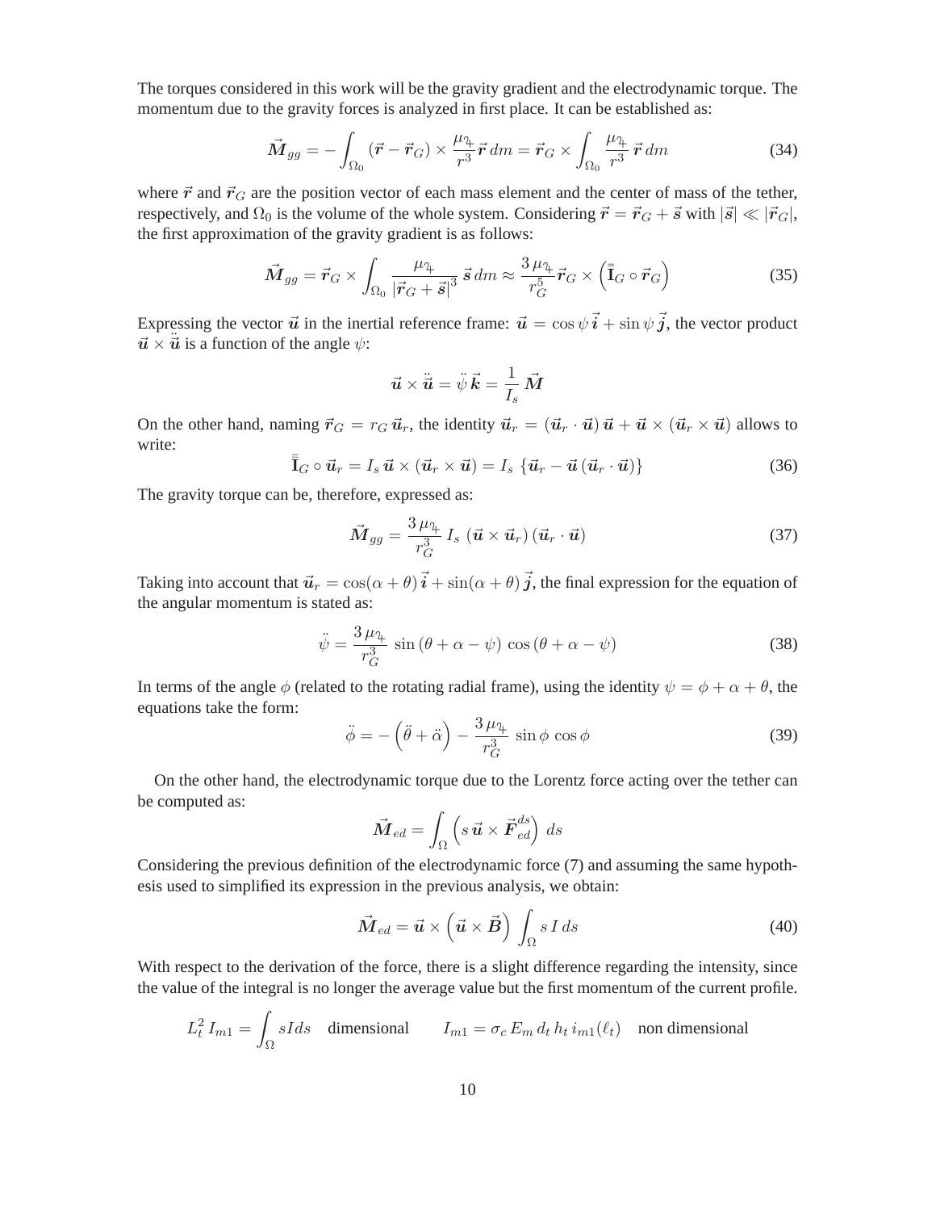The torques considered in this work will be the gravity gradient and the electrodynamic torque. The momentum due to the gravity forces is analyzed in first place. It can be established as:

$$
\vec{M}_{gg} = -\int_{\Omega_0} (\vec{r} - \vec{r}_G) \times \frac{\mu_{♃}}{r^3} \vec{r}\, dm = \vec{r}_G \times \int_{\Omega_0} \frac{\mu_{♃}}{r^3} \vec{r}\, dm \tag{34}
$$

where $\vec{r}$ and $\vec{r}_G$ are the position vector of each mass element and the center of mass of the tether, respectively, and $\Omega_0$ is the volume of the whole system. Considering $\vec{r} = \vec{r}_G + \vec{s}$ with $|\vec{s}| \ll |\vec{r}_G|$, the first approximation of the gravity gradient is as follows:

$$
\vec{M}_{gg} = \vec{r}_G \times \int_{\Omega_0} \frac{\mu_{♃}}{|\vec{r}_G + \vec{s}|^3} \vec{s}\, dm \approx \frac{3\,\mu_{♃}}{r_G^5} \vec{r}_G \times \left( \bar{\bar{\mathbf{I}}}_G \circ \vec{r}_G \right) \tag{35}
$$

Expressing the vector $\vec{u}$ in the inertial reference frame: $\vec{u} = \cos\psi\, \vec{i} + \sin\psi\, \vec{j}$, the vector product $\vec{u} \times \ddot{\vec{u}}$ is a function of the angle $\psi$:

$$
\vec{u} \times \ddot{\vec{u}} = \ddot{\psi}\, \vec{k} = \frac{1}{I_s}\, \vec{M}
$$

On the other hand, naming $\vec{r}_G = r_G\, \vec{u}_r$, the identity $\vec{u}_r = (\vec{u}_r \cdot \vec{u})\, \vec{u} + \vec{u} \times (\vec{u}_r \times \vec{u})$ allows to write:

$$
\bar{\bar{\mathbf{I}}}_G \circ \vec{u}_r = I_s\, \vec{u} \times (\vec{u}_r \times \vec{u}) = I_s\, \left\{ \vec{u}_r - \vec{u}\, (\vec{u}_r \cdot \vec{u}) \right\} \tag{36}
$$

The gravity torque can be, therefore, expressed as:

$$
\vec{M}_{gg} = \frac{3\,\mu_{♃}}{r_G^3}\, I_s\, (\vec{u} \times \vec{u}_r)\, (\vec{u}_r \cdot \vec{u}) \tag{37}
$$

Taking into account that $\vec{u}_r = \cos(\alpha + \theta)\, \vec{i} + \sin(\alpha + \theta)\, \vec{j}$, the final expression for the equation of the angular momentum is stated as:

$$
\ddot{\psi} = \frac{3\,\mu_{♃}}{r_G^3}\, \sin(\theta + \alpha - \psi)\, \cos(\theta + \alpha - \psi) \tag{38}
$$

In terms of the angle $\phi$ (related to the rotating radial frame), using the identity $\psi = \phi + \alpha + \theta$, the equations take the form:

$$
\ddot{\phi} = -\left( \ddot{\theta} + \ddot{\alpha} \right) - \frac{3\,\mu_{♃}}{r_G^3}\, \sin\phi\, \cos\phi \tag{39}
$$

On the other hand, the electrodynamic torque due to the Lorentz force acting over the tether can be computed as:

$$
\vec{M}_{ed} = \int_{\Omega} \left( s\, \vec{u} \times \vec{F}_{ed}^{ds} \right)\, ds
$$

Considering the previous definition of the electrodynamic force (7) and assuming the same hypothesis used to simplified its expression in the previous analysis, we obtain:

$$
\vec{M}_{ed} = \vec{u} \times \left( \vec{u} \times \vec{B} \right) \int_{\Omega} s\, I\, ds \tag{40}
$$

With respect to the derivation of the force, there is a slight difference regarding the intensity, since the value of the integral is no longer the average value but the first momentum of the current profile.

$$
L_t^2\, I_{m1} = \int_{\Omega} s I ds \quad \text{dimensional} \qquad I_{m1} = \sigma_c\, E_m\, d_t\, h_t\, i_{m1}(\ell_t) \quad \text{non dimensional}
$$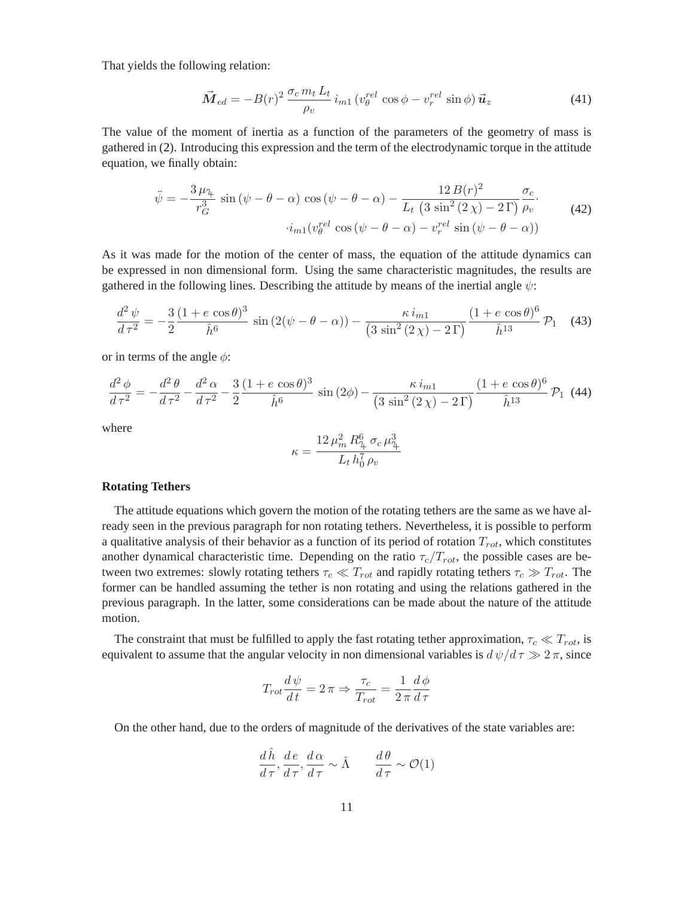That yields the following relation:

$$\vec{\boldsymbol{M}}_{ed} = -B(r)^2 \, \frac{\sigma_c \, m_t \, L_t}{\rho_v} \, i_{m1} \, (v_\theta^{rel} \, \cos\phi - v_r^{rel} \, \sin\phi) \, \vec{\boldsymbol{u}}_z \tag{41}$$

The value of the moment of inertia as a function of the parameters of the geometry of mass is gathered in (2). Introducing this expression and the term of the electrodynamic torque in the attitude equation, we finally obtain:

$$\begin{aligned}\ddot{\psi} = -\frac{3\,\mu_{♃}}{r_G^3} \, \sin(\psi - \theta - \alpha) \, \cos(\psi - \theta - \alpha) - \frac{12\,B(r)^2}{L_t \, \left(3\,\sin^2(2\,\chi) - 2\,\Gamma\right)} \frac{\sigma_c}{\rho_v} \cdot \\ \cdot i_{m1}(v_\theta^{rel} \, \cos(\psi - \theta - \alpha) - v_r^{rel} \, \sin(\psi - \theta - \alpha))\end{aligned} \tag{42}$$

As it was made for the motion of the center of mass, the equation of the attitude dynamics can be expressed in non dimensional form. Using the same characteristic magnitudes, the results are gathered in the following lines. Describing the attitude by means of the inertial angle $\psi$:

$$\frac{d^2\,\psi}{d\,\tau^2} = -\frac{3}{2}\frac{(1 + e\,\cos\theta)^3}{\hat{h}^6} \, \sin(2(\psi - \theta - \alpha)) - \frac{\kappa\, i_{m1}}{\left(3\,\sin^2(2\,\chi) - 2\,\Gamma\right)} \frac{(1 + e\,\cos\theta)^6}{\hat{h}^{13}} \, \mathcal{P}_1 \tag{43}$$

or in terms of the angle $\phi$:

$$\frac{d^2\,\phi}{d\,\tau^2} = -\frac{d^2\,\theta}{d\,\tau^2} - \frac{d^2\,\alpha}{d\,\tau^2} - \frac{3}{2}\frac{(1 + e\,\cos\theta)^3}{\hat{h}^6} \, \sin(2\phi) - \frac{\kappa\, i_{m1}}{\left(3\,\sin^2(2\,\chi) - 2\,\Gamma\right)} \frac{(1 + e\,\cos\theta)^6}{\hat{h}^{13}} \, \mathcal{P}_1 \tag{44}$$

where

$$\kappa = \frac{12\,\mu_m^2\,R_{♃}^6\,\sigma_c\,\mu_{♃}^3}{L_t\,h_0^7\,\rho_v}$$

**Rotating Tethers**

The attitude equations which govern the motion of the rotating tethers are the same as we have already seen in the previous paragraph for non rotating tethers. Nevertheless, it is possible to perform a qualitative analysis of their behavior as a function of its period of rotation $T_{rot}$, which constitutes another dynamical characteristic time. Depending on the ratio $\tau_c/T_{rot}$, the possible cases are between two extremes: slowly rotating tethers $\tau_c \ll T_{rot}$ and rapidly rotating tethers $\tau_c \gg T_{rot}$. The former can be handled assuming the tether is non rotating and using the relations gathered in the previous paragraph. In the latter, some considerations can be made about the nature of the attitude motion.

The constraint that must be fulfilled to apply the fast rotating tether approximation, $\tau_c \ll T_{rot}$, is equivalent to assume that the angular velocity in non dimensional variables is $d\,\psi/d\,\tau \gg 2\,\pi$, since

$$T_{rot}\frac{d\,\psi}{d\,t} = 2\,\pi \Rightarrow \frac{\tau_c}{T_{rot}} = \frac{1}{2\,\pi}\frac{d\,\phi}{d\,\tau}$$

On the other hand, due to the orders of magnitude of the derivatives of the state variables are:

$$\frac{d\,\hat{h}}{d\,\tau}, \frac{d\,e}{d\,\tau}, \frac{d\,\alpha}{d\,\tau} \sim \hat{\Lambda} \qquad \frac{d\,\theta}{d\,\tau} \sim \mathcal{O}(1)$$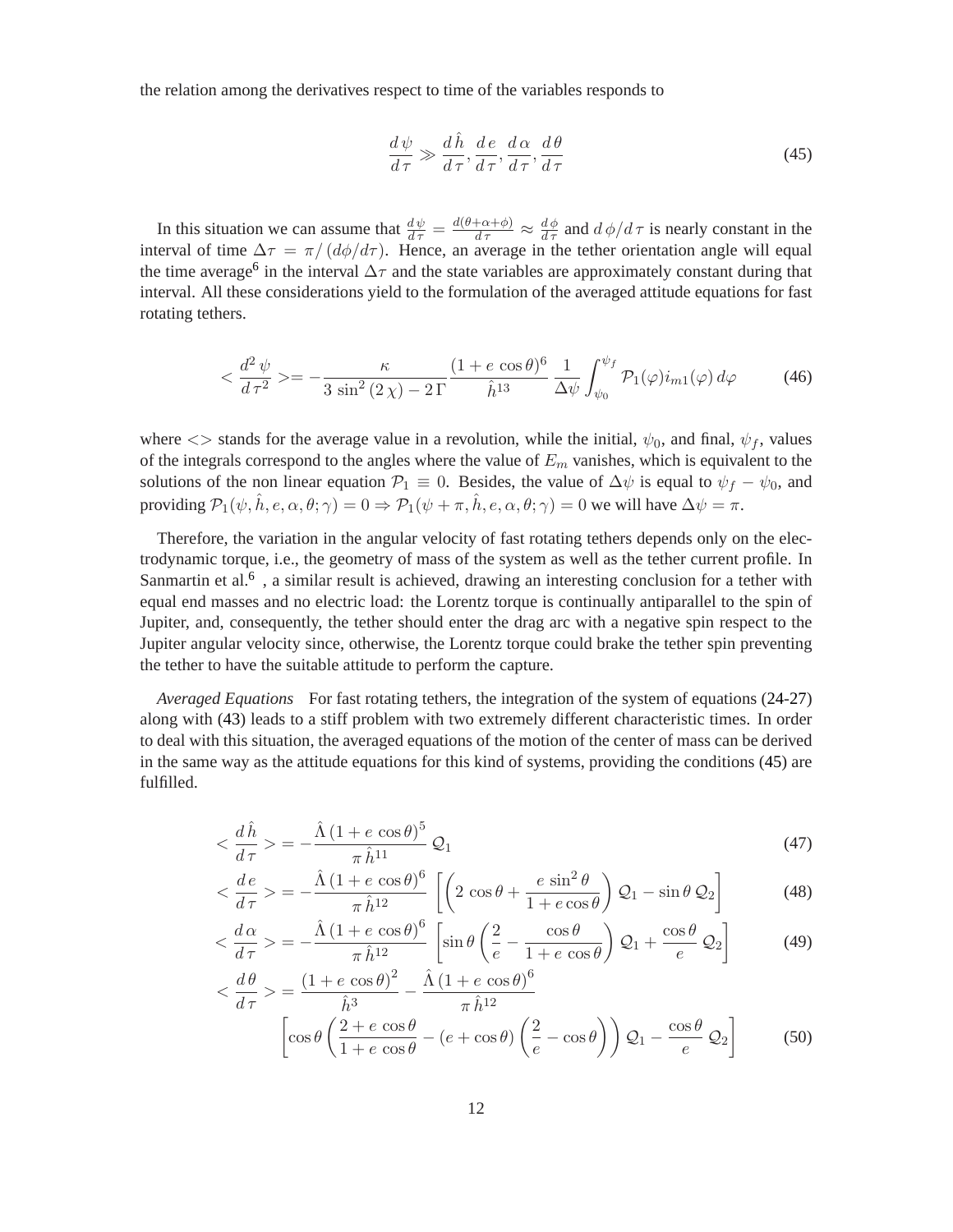the relation among the derivatives respect to time of the variables responds to

$$\frac{d\,\psi}{d\,\tau} \gg \frac{d\,\hat{h}}{d\,\tau}, \frac{d\,e}{d\,\tau}, \frac{d\,\alpha}{d\,\tau}, \frac{d\,\theta}{d\,\tau} \tag{45}$$

In this situation we can assume that $\frac{d\,\psi}{d\,\tau} = \frac{d(\theta+\alpha+\phi)}{d\,\tau} \approx \frac{d\,\phi}{d\,\tau}$ and $d\,\phi/d\,\tau$ is nearly constant in the interval of time $\Delta\tau = \pi/\left(d\phi/d\tau\right)$. Hence, an average in the tether orientation angle will equal the time average[6] in the interval $\Delta\tau$ and the state variables are approximately constant during that interval. All these considerations yield to the formulation of the averaged attitude equations for fast rotating tethers.

$$< \frac{d^2\,\psi}{d\,\tau^2} >= -\frac{\kappa}{3\,\sin^2\left(2\,\chi\right) - 2\,\Gamma} \frac{\left(1+e\,\cos\theta\right)^6}{\hat{h}^{13}} \frac{1}{\Delta\psi} \int_{\psi_0}^{\psi_f} \mathcal{P}_1(\varphi) i_{m1}(\varphi)\,d\varphi \tag{46}$$

where $<>$ stands for the average value in a revolution, while the initial, $\psi_0$, and final, $\psi_f$, values of the integrals correspond to the angles where the value of $E_m$ vanishes, which is equivalent to the solutions of the non linear equation $\mathcal{P}_1 \equiv 0$. Besides, the value of $\Delta\psi$ is equal to $\psi_f - \psi_0$, and providing $\mathcal{P}_1(\psi, \hat{h}, e, \alpha, \theta; \gamma) = 0 \Rightarrow \mathcal{P}_1(\psi + \pi, \hat{h}, e, \alpha, \theta; \gamma) = 0$ we will have $\Delta\psi = \pi$.

Therefore, the variation in the angular velocity of fast rotating tethers depends only on the electrodynamic torque, i.e., the geometry of mass of the system as well as the tether current profile. In Sanmartin et al.[6] , a similar result is achieved, drawing an interesting conclusion for a tether with equal end masses and no electric load: the Lorentz torque is continually antiparallel to the spin of Jupiter, and, consequently, the tether should enter the drag arc with a negative spin respect to the Jupiter angular velocity since, otherwise, the Lorentz torque could brake the tether spin preventing the tether to have the suitable attitude to perform the capture.

*Averaged Equations* For fast rotating tethers, the integration of the system of equations (24-27) along with (43) leads to a stiff problem with two extremely different characteristic times. In order to deal with this situation, the averaged equations of the motion of the center of mass can be derived in the same way as the attitude equations for this kind of systems, providing the conditions (45) are fulfilled.

$$< \frac{d\,\hat{h}}{d\,\tau} > = -\frac{\hat{\Lambda}\left(1+e\,\cos\theta\right)^5}{\pi\,\hat{h}^{11}}\,\mathcal{Q}_1 \tag{47}$$

$$< \frac{d\,e}{d\,\tau} > = -\frac{\hat{\Lambda}\left(1+e\,\cos\theta\right)^6}{\pi\,\hat{h}^{12}} \left[\left(2\,\cos\theta + \frac{e\,\sin^2\theta}{1+e\cos\theta}\right)\mathcal{Q}_1 - \sin\theta\,\mathcal{Q}_2\right] \tag{48}$$

$$< \frac{d\,\alpha}{d\,\tau} > = -\frac{\hat{\Lambda}\left(1+e\,\cos\theta\right)^6}{\pi\,\hat{h}^{12}} \left[\sin\theta\left(\frac{2}{e} - \frac{\cos\theta}{1+e\,\cos\theta}\right)\mathcal{Q}_1 + \frac{\cos\theta}{e}\,\mathcal{Q}_2\right] \tag{49}$$

$$< \frac{d\,\theta}{d\,\tau} > = \frac{\left(1+e\,\cos\theta\right)^2}{\hat{h}^3} - \frac{\hat{\Lambda}\left(1+e\,\cos\theta\right)^6}{\pi\,\hat{h}^{12}} \left[\cos\theta\left(\frac{2+e\,\cos\theta}{1+e\,\cos\theta} - \left(e+\cos\theta\right)\left(\frac{2}{e} - \cos\theta\right)\right)\mathcal{Q}_1 - \frac{\cos\theta}{e}\,\mathcal{Q}_2\right] \tag{50}$$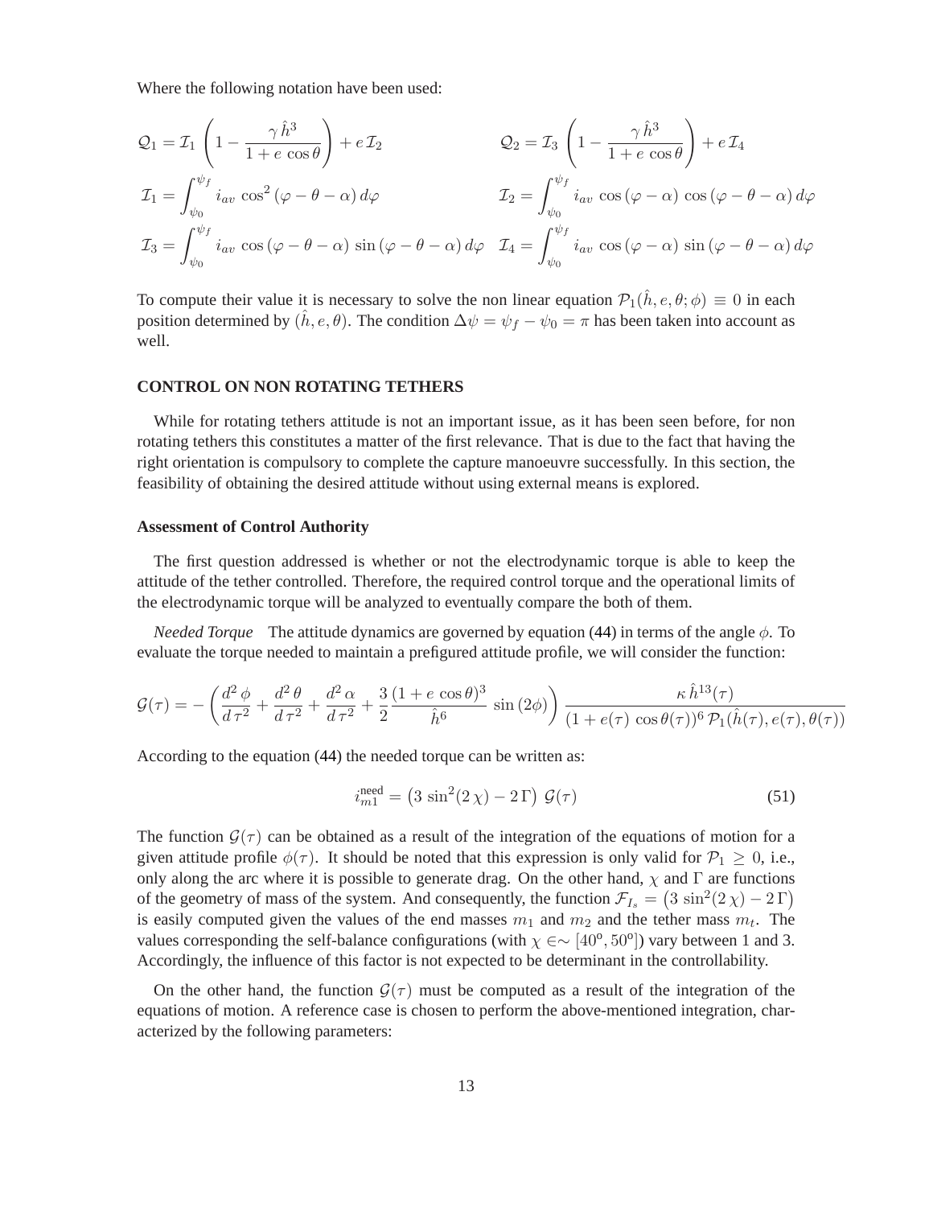Where the following notation have been used:

$$
\begin{aligned}
\mathcal{Q}_1 &= \mathcal{I}_1 \left(1 - \frac{\gamma\, \hat{h}^3}{1 + e\, \cos\theta}\right) + e\, \mathcal{I}_2 & \mathcal{Q}_2 &= \mathcal{I}_3 \left(1 - \frac{\gamma\, \hat{h}^3}{1 + e\, \cos\theta}\right) + e\, \mathcal{I}_4 \\
\mathcal{I}_1 &= \int_{\psi_0}^{\psi_f} i_{av}\, \cos^2(\varphi - \theta - \alpha)\, d\varphi & \mathcal{I}_2 &= \int_{\psi_0}^{\psi_f} i_{av}\, \cos(\varphi - \alpha)\, \cos(\varphi - \theta - \alpha)\, d\varphi \\
\mathcal{I}_3 &= \int_{\psi_0}^{\psi_f} i_{av}\, \cos(\varphi - \theta - \alpha)\, \sin(\varphi - \theta - \alpha)\, d\varphi & \mathcal{I}_4 &= \int_{\psi_0}^{\psi_f} i_{av}\, \cos(\varphi - \alpha)\, \sin(\varphi - \theta - \alpha)\, d\varphi
\end{aligned}
$$

To compute their value it is necessary to solve the non linear equation $\mathcal{P}_1(\hat{h}, e, \theta; \phi) \equiv 0$ in each position determined by $(\hat{h}, e, \theta)$. The condition $\Delta\psi = \psi_f - \psi_0 = \pi$ has been taken into account as well.

## CONTROL ON NON ROTATING TETHERS

While for rotating tethers attitude is not an important issue, as it has been seen before, for non rotating tethers this constitutes a matter of the first relevance. That is due to the fact that having the right orientation is compulsory to complete the capture manoeuvre successfully. In this section, the feasibility of obtaining the desired attitude without using external means is explored.

### Assessment of Control Authority

The first question addressed is whether or not the electrodynamic torque is able to keep the attitude of the tether controlled. Therefore, the required control torque and the operational limits of the electrodynamic torque will be analyzed to eventually compare the both of them.

*Needed Torque* The attitude dynamics are governed by equation (44) in terms of the angle $\phi$. To evaluate the torque needed to maintain a prefigured attitude profile, we will consider the function:

$$
\mathcal{G}(\tau) = -\left(\frac{d^2\phi}{d\tau^2} + \frac{d^2\theta}{d\tau^2} + \frac{d^2\alpha}{d\tau^2} + \frac{3}{2}\frac{(1 + e\, \cos\theta)^3}{\hat{h}^6}\, \sin(2\phi)\right) \frac{\kappa\, \hat{h}^{13}(\tau)}{(1 + e(\tau)\, \cos\theta(\tau))^6\, \mathcal{P}_1(\hat{h}(\tau), e(\tau), \theta(\tau))}
$$

According to the equation (44) the needed torque can be written as:

$$
i_{m1}^{\text{need}} = \left(3\, \sin^2(2\,\chi) - 2\,\Gamma\right)\, \mathcal{G}(\tau) \tag{51}
$$

The function $\mathcal{G}(\tau)$ can be obtained as a result of the integration of the equations of motion for a given attitude profile $\phi(\tau)$. It should be noted that this expression is only valid for $\mathcal{P}_1 \geq 0$, i.e., only along the arc where it is possible to generate drag. On the other hand, $\chi$ and $\Gamma$ are functions of the geometry of mass of the system. And consequently, the function $\mathcal{F}_{I_s} = \left(3\, \sin^2(2\,\chi) - 2\,\Gamma\right)$ is easily computed given the values of the end masses $m_1$ and $m_2$ and the tether mass $m_t$. The values corresponding the self-balance configurations (with $\chi \in\sim [40^{\circ}, 50^{\circ}]$) vary between 1 and 3. Accordingly, the influence of this factor is not expected to be determinant in the controllability.

On the other hand, the function $\mathcal{G}(\tau)$ must be computed as a result of the integration of the equations of motion. A reference case is chosen to perform the above-mentioned integration, characterized by the following parameters: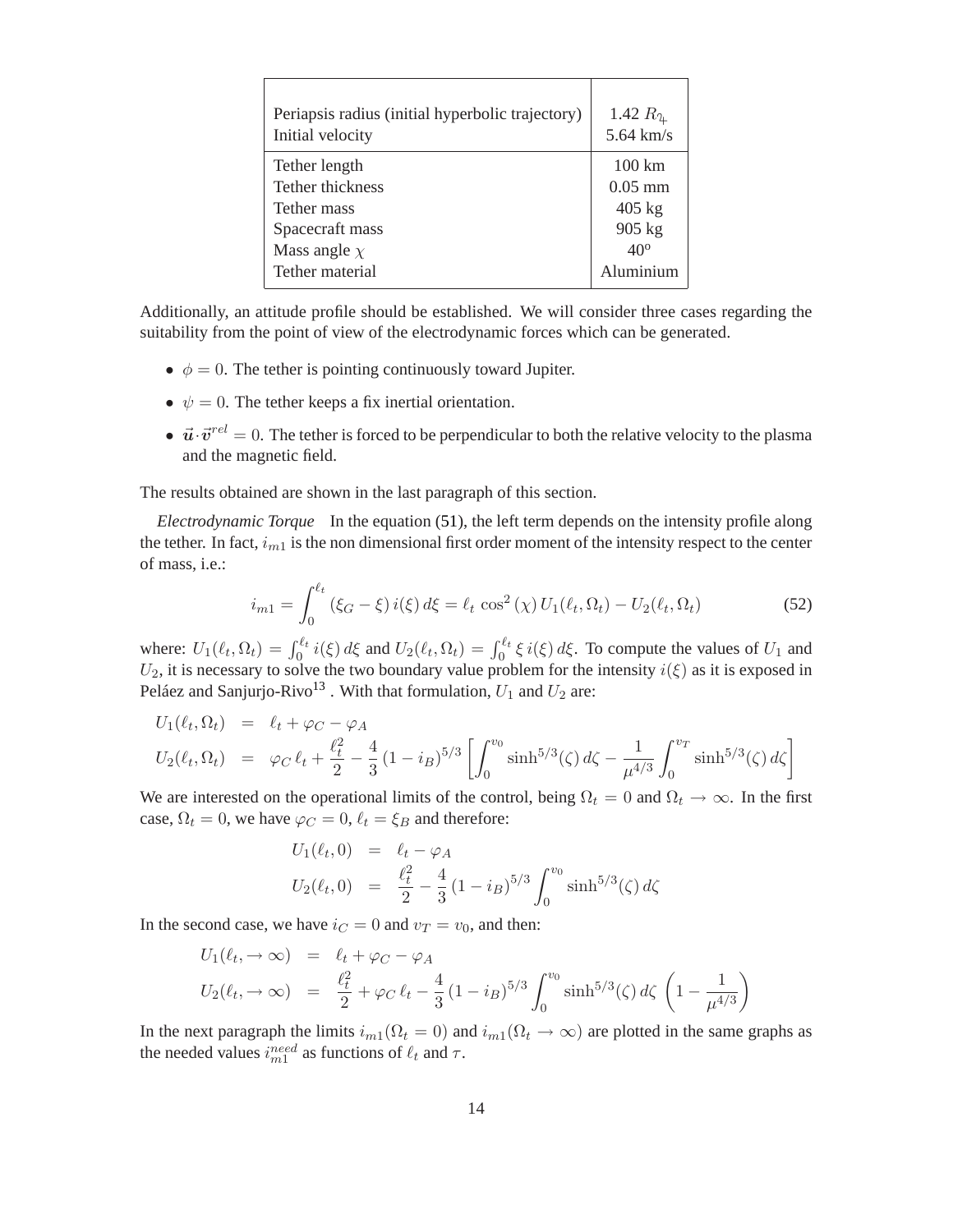| | |
|---|---|
| Periapsis radius (initial hyperbolic trajectory) | 1.42 $R_{♃}$ |
| Initial velocity | 5.64 km/s |
| Tether length | 100 km |
| Tether thickness | 0.05 mm |
| Tether mass | 405 kg |
| Spacecraft mass | 905 kg |
| Mass angle $\chi$ | $40^{o}$ |
| Tether material | Aluminium |

Additionally, an attitude profile should be established. We will consider three cases regarding the suitability from the point of view of the electrodynamic forces which can be generated.

- $\phi = 0$. The tether is pointing continuously toward Jupiter.
- $\psi = 0$. The tether keeps a fix inertial orientation.
- $\vec{\boldsymbol{u}} \cdot \vec{\boldsymbol{v}}^{rel} = 0$. The tether is forced to be perpendicular to both the relative velocity to the plasma and the magnetic field.

The results obtained are shown in the last paragraph of this section.

*Electrodynamic Torque* In the equation (51), the left term depends on the intensity profile along the tether. In fact, $i_{m1}$ is the non dimensional first order moment of the intensity respect to the center of mass, i.e.:

$$i_{m1} = \int_0^{\ell_t} (\xi_G - \xi)\, i(\xi)\, d\xi = \ell_t \cos^2(\chi)\, U_1(\ell_t, \Omega_t) - U_2(\ell_t, \Omega_t) \tag{52}$$

where: $U_1(\ell_t, \Omega_t) = \int_0^{\ell_t} i(\xi)\, d\xi$ and $U_2(\ell_t, \Omega_t) = \int_0^{\ell_t} \xi\, i(\xi)\, d\xi$. To compute the values of $U_1$ and $U_2$, it is necessary to solve the two boundary value problem for the intensity $i(\xi)$ as it is exposed in Peláez and Sanjurjo-Rivo[13] . With that formulation, $U_1$ and $U_2$ are:

$$\begin{aligned}
U_1(\ell_t, \Omega_t) &= \ell_t + \varphi_C - \varphi_A \\
U_2(\ell_t, \Omega_t) &= \varphi_C\, \ell_t + \frac{\ell_t^2}{2} - \frac{4}{3}(1 - i_B)^{5/3} \left[ \int_0^{v_0} \sinh^{5/3}(\zeta)\, d\zeta - \frac{1}{\mu^{4/3}} \int_0^{v_T} \sinh^{5/3}(\zeta)\, d\zeta \right]
\end{aligned}$$

We are interested on the operational limits of the control, being $\Omega_t = 0$ and $\Omega_t \to \infty$. In the first case, $\Omega_t = 0$, we have $\varphi_C = 0$, $\ell_t = \xi_B$ and therefore:

$$\begin{aligned}
U_1(\ell_t, 0) &= \ell_t - \varphi_A \\
U_2(\ell_t, 0) &= \frac{\ell_t^2}{2} - \frac{4}{3}(1 - i_B)^{5/3} \int_0^{v_0} \sinh^{5/3}(\zeta)\, d\zeta
\end{aligned}$$

In the second case, we have $i_C = 0$ and $v_T = v_0$, and then:

$$\begin{aligned}
U_1(\ell_t, \to\infty) &= \ell_t + \varphi_C - \varphi_A \\
U_2(\ell_t, \to\infty) &= \frac{\ell_t^2}{2} + \varphi_C\, \ell_t - \frac{4}{3}(1 - i_B)^{5/3} \int_0^{v_0} \sinh^{5/3}(\zeta)\, d\zeta \left(1 - \frac{1}{\mu^{4/3}}\right)
\end{aligned}$$

In the next paragraph the limits $i_{m1}(\Omega_t = 0)$ and $i_{m1}(\Omega_t \to \infty)$ are plotted in the same graphs as the needed values $i_{m1}^{need}$ as functions of $\ell_t$ and $\tau$.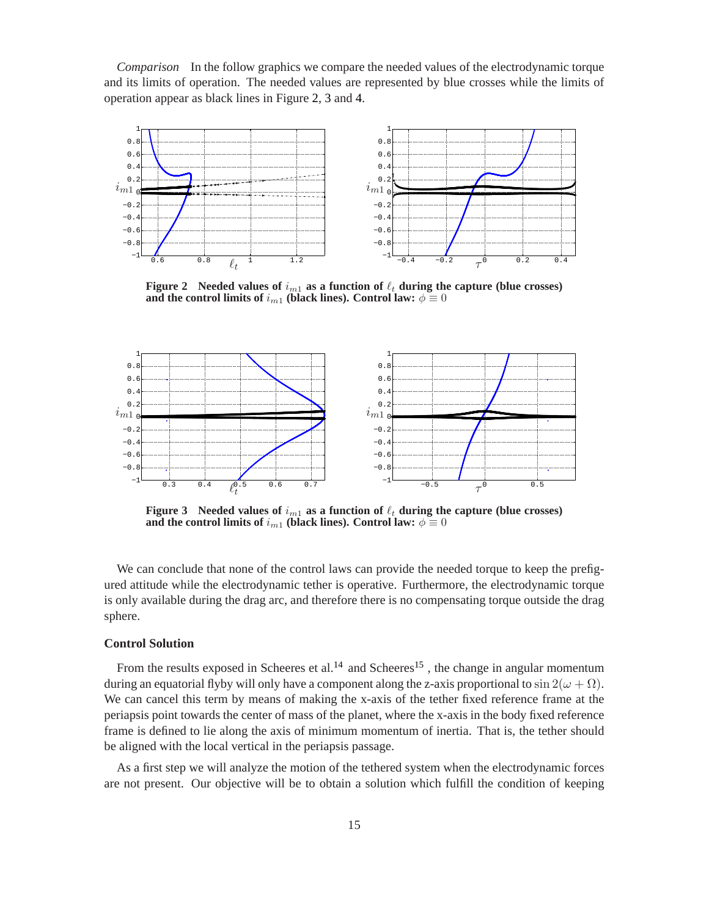*Comparison* In the follow graphics we compare the needed values of the electrodynamic torque and its limits of operation. The needed values are represented by blue crosses while the limits of operation appear as black lines in Figure 2, 3 and 4.

**Figure 2 Needed values of $i_{m1}$ as a function of $\ell_t$ during the capture (blue crosses) and the control limits of $i_{m1}$ (black lines). Control law: $\phi \equiv 0$**

**Figure 3 Needed values of $i_{m1}$ as a function of $\ell_t$ during the capture (blue crosses) and the control limits of $i_{m1}$ (black lines). Control law: $\phi \equiv 0$**

We can conclude that none of the control laws can provide the needed torque to keep the prefigured attitude while the electrodynamic tether is operative. Furthermore, the electrodynamic torque is only available during the drag arc, and therefore there is no compensating torque outside the drag sphere.

### Control Solution

From the results exposed in Scheeres et al.[14] and Scheeres[15] , the change in angular momentum during an equatorial flyby will only have a component along the z-axis proportional to $\sin 2(\omega + \Omega)$. We can cancel this term by means of making the x-axis of the tether fixed reference frame at the periapsis point towards the center of mass of the planet, where the x-axis in the body fixed reference frame is defined to lie along the axis of minimum momentum of inertia. That is, the tether should be aligned with the local vertical in the periapsis passage.

As a first step we will analyze the motion of the tethered system when the electrodynamic forces are not present. Our objective will be to obtain a solution which fulfill the condition of keeping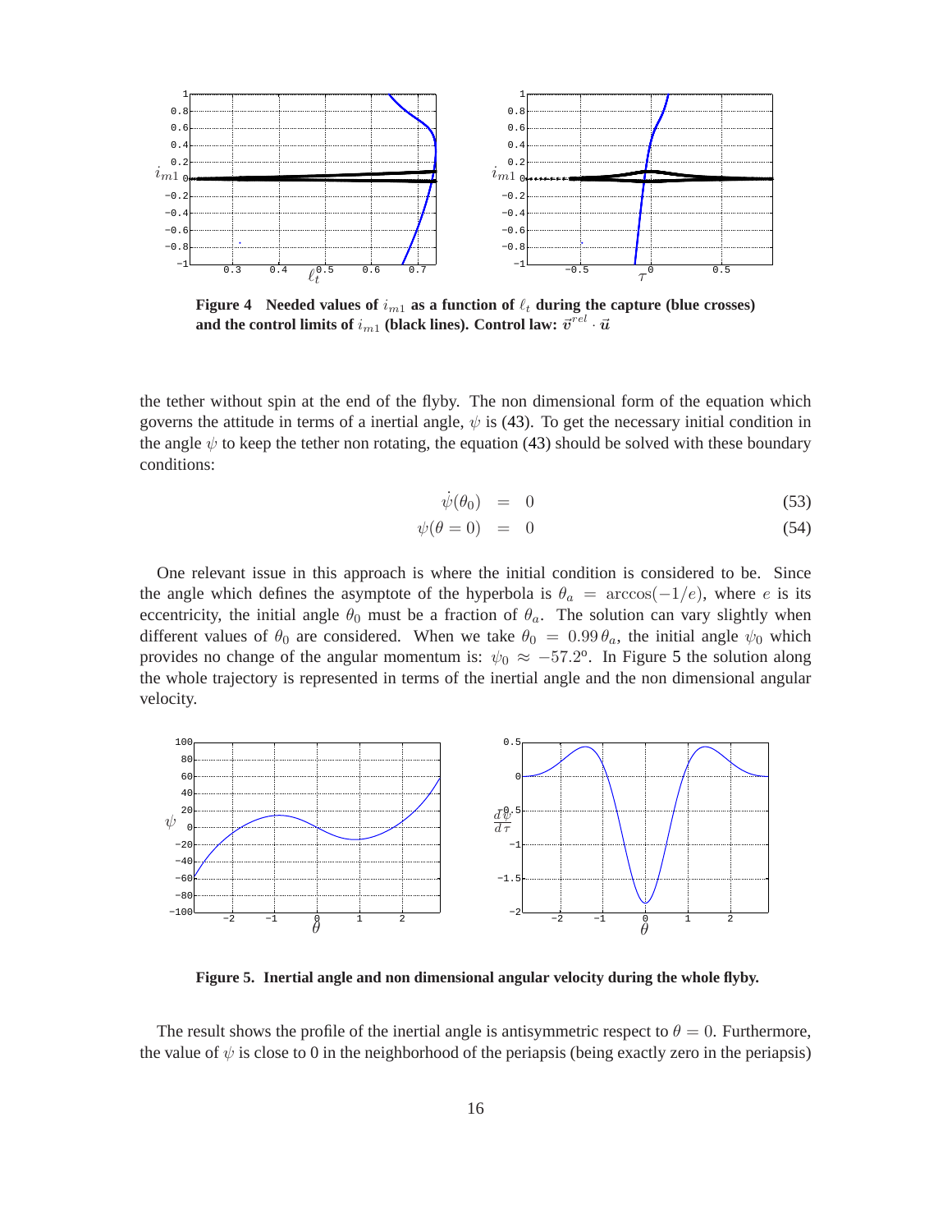**Figure 4 Needed values of $i_{m1}$ as a function of $\ell_t$ during the capture (blue crosses) and the control limits of $i_{m1}$ (black lines). Control law: $\vec{v}^{rel} \cdot \vec{u}$**

the tether without spin at the end of the flyby. The non dimensional form of the equation which governs the attitude in terms of a inertial angle, $\psi$ is (43). To get the necessary initial condition in the angle $\psi$ to keep the tether non rotating, the equation (43) should be solved with these boundary conditions:

$$\dot{\psi}(\theta_0) = 0 \tag{53}$$

$$\psi(\theta = 0) = 0 \tag{54}$$

One relevant issue in this approach is where the initial condition is considered to be. Since the angle which defines the asymptote of the hyperbola is $\theta_a = \arccos(-1/e)$, where $e$ is its eccentricity, the initial angle $\theta_0$ must be a fraction of $\theta_a$. The solution can vary slightly when different values of $\theta_0$ are considered. When we take $\theta_0 = 0.99\,\theta_a$, the initial angle $\psi_0$ which provides no change of the angular momentum is: $\psi_0 \approx -57.2^o$. In Figure 5 the solution along the whole trajectory is represented in terms of the inertial angle and the non dimensional angular velocity.

**Figure 5. Inertial angle and non dimensional angular velocity during the whole flyby.**

The result shows the profile of the inertial angle is antisymmetric respect to $\theta = 0$. Furthermore, the value of $\psi$ is close to 0 in the neighborhood of the periapsis (being exactly zero in the periapsis)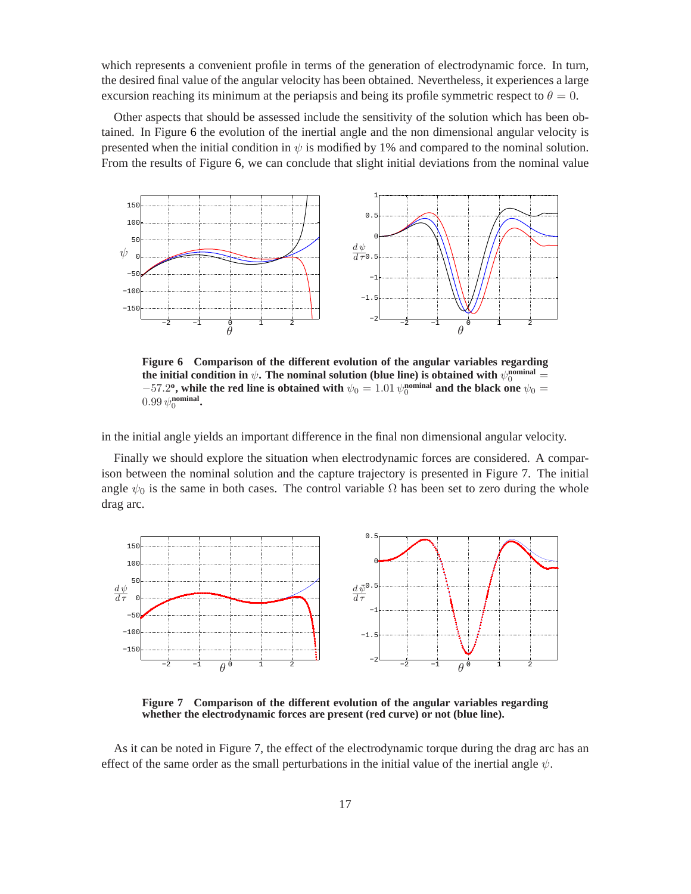which represents a convenient profile in terms of the generation of electrodynamic force. In turn, the desired final value of the angular velocity has been obtained. Nevertheless, it experiences a large excursion reaching its minimum at the periapsis and being its profile symmetric respect to $\theta = 0$.

Other aspects that should be assessed include the sensitivity of the solution which has been obtained. In Figure 6 the evolution of the inertial angle and the non dimensional angular velocity is presented when the initial condition in $\psi$ is modified by 1% and compared to the nominal solution. From the results of Figure 6, we can conclude that slight initial deviations from the nominal value

**Figure 6 Comparison of the different evolution of the angular variables regarding the initial condition in $\psi$. The nominal solution (blue line) is obtained with $\psi_0^{\text{nominal}} = -57.2^{\text{o}}$, while the red line is obtained with $\psi_0 = 1.01\,\psi_0^{\text{nominal}}$ and the black one $\psi_0 = 0.99\,\psi_0^{\text{nominal}}$.**

in the initial angle yields an important difference in the final non dimensional angular velocity.

Finally we should explore the situation when electrodynamic forces are considered. A comparison between the nominal solution and the capture trajectory is presented in Figure 7. The initial angle $\psi_0$ is the same in both cases. The control variable $\Omega$ has been set to zero during the whole drag arc.

**Figure 7 Comparison of the different evolution of the angular variables regarding whether the electrodynamic forces are present (red curve) or not (blue line).**

As it can be noted in Figure 7, the effect of the electrodynamic torque during the drag arc has an effect of the same order as the small perturbations in the initial value of the inertial angle $\psi$.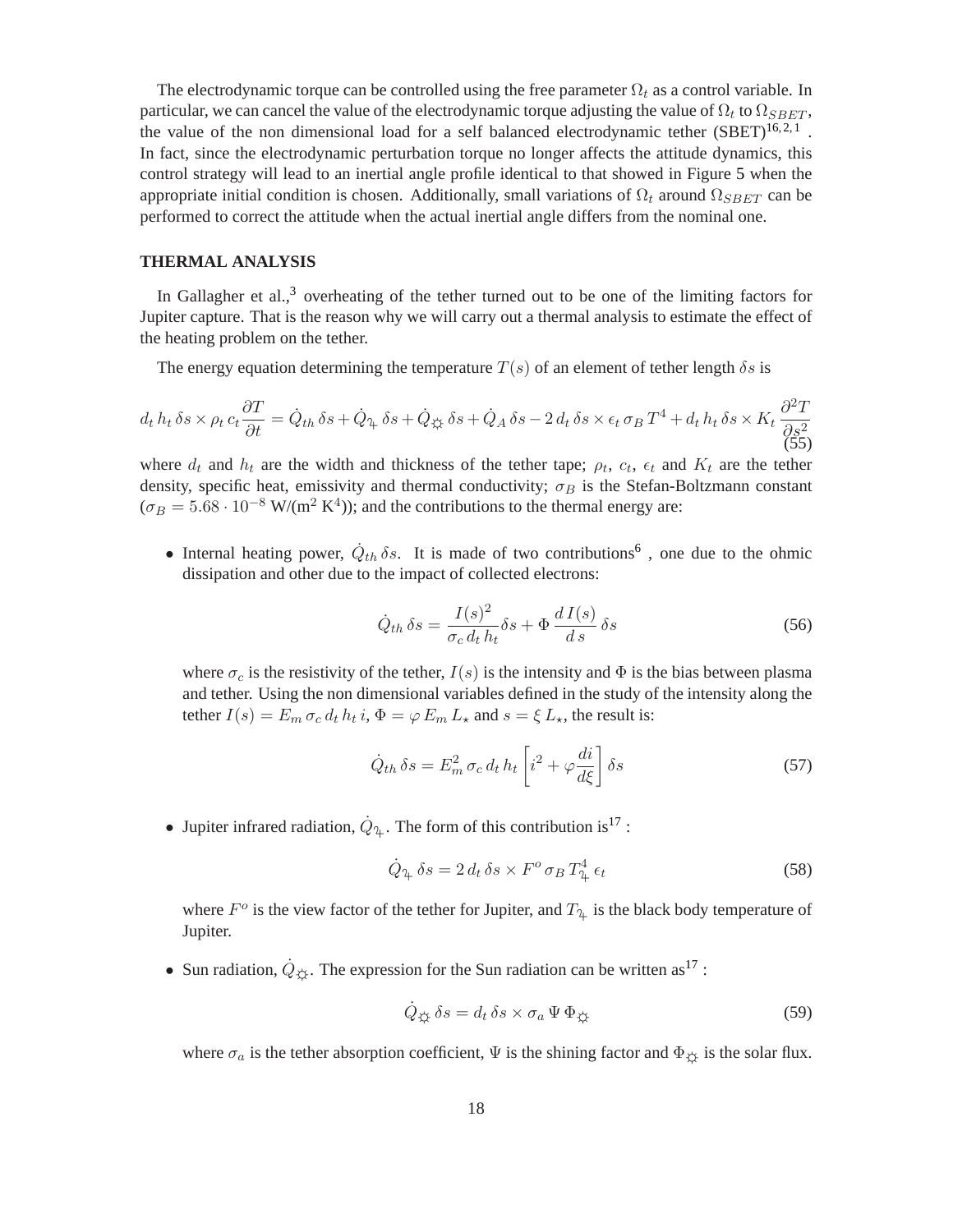The electrodynamic torque can be controlled using the free parameter $\Omega_t$ as a control variable. In particular, we can cancel the value of the electrodynamic torque adjusting the value of $\Omega_t$ to $\Omega_{SBET}$, the value of the non dimensional load for a self balanced electrodynamic tether (SBET)[16,2,1] . In fact, since the electrodynamic perturbation torque no longer affects the attitude dynamics, this control strategy will lead to an inertial angle profile identical to that showed in Figure 5 when the appropriate initial condition is chosen. Additionally, small variations of $\Omega_t$ around $\Omega_{SBET}$ can be performed to correct the attitude when the actual inertial angle differs from the nominal one.

## THERMAL ANALYSIS

In Gallagher et al.,[3] overheating of the tether turned out to be one of the limiting factors for Jupiter capture. That is the reason why we will carry out a thermal analysis to estimate the effect of the heating problem on the tether.

The energy equation determining the temperature $T(s)$ of an element of tether length $\delta s$ is

$$d_t\, h_t\, \delta s \times \rho_t\, c_t \frac{\partial T}{\partial t} = \dot{Q}_{th}\, \delta s + \dot{Q}_{♃}\, \delta s + \dot{Q}_{☼}\, \delta s + \dot{Q}_A\, \delta s - 2\, d_t\, \delta s \times \epsilon_t\, \sigma_B\, T^4 + d_t\, h_t\, \delta s \times K_t\, \frac{\partial^2 T}{\partial s^2} \tag{55}$$

where $d_t$ and $h_t$ are the width and thickness of the tether tape; $\rho_t$, $c_t$, $\epsilon_t$ and $K_t$ are the tether density, specific heat, emissivity and thermal conductivity; $\sigma_B$ is the Stefan-Boltzmann constant ($\sigma_B = 5.68 \cdot 10^{-8}$ W/(m$^2$ K$^4$)); and the contributions to the thermal energy are:

- Internal heating power, $\dot{Q}_{th}\, \delta s$. It is made of two contributions[6] , one due to the ohmic dissipation and other due to the impact of collected electrons:

$$\dot{Q}_{th}\, \delta s = \frac{I(s)^2}{\sigma_c\, d_t\, h_t} \delta s + \Phi\, \frac{d\, I(s)}{d\, s}\, \delta s \tag{56}$$

  where $\sigma_c$ is the resistivity of the tether, $I(s)$ is the intensity and $\Phi$ is the bias between plasma and tether. Using the non dimensional variables defined in the study of the intensity along the tether $I(s) = E_m\, \sigma_c\, d_t\, h_t\, i$, $\Phi = \varphi\, E_m\, L_\star$ and $s = \xi\, L_\star$, the result is:

$$\dot{Q}_{th}\, \delta s = E_m^2\, \sigma_c\, d_t\, h_t \left[ i^2 + \varphi \frac{di}{d\xi} \right] \delta s \tag{57}$$

- Jupiter infrared radiation, $\dot{Q}_{♃}$. The form of this contribution is[17] :

$$\dot{Q}_{♃}\, \delta s = 2\, d_t\, \delta s \times F^o\, \sigma_B\, T_{♃}^4\, \epsilon_t \tag{58}$$

  where $F^o$ is the view factor of the tether for Jupiter, and $T_{♃}$ is the black body temperature of Jupiter.

- Sun radiation, $\dot{Q}_{☼}$. The expression for the Sun radiation can be written as[17] :

$$\dot{Q}_{☼}\, \delta s = d_t\, \delta s \times \sigma_a\, \Psi\, \Phi_{☼} \tag{59}$$

  where $\sigma_a$ is the tether absorption coefficient, $\Psi$ is the shining factor and $\Phi_{☼}$ is the solar flux.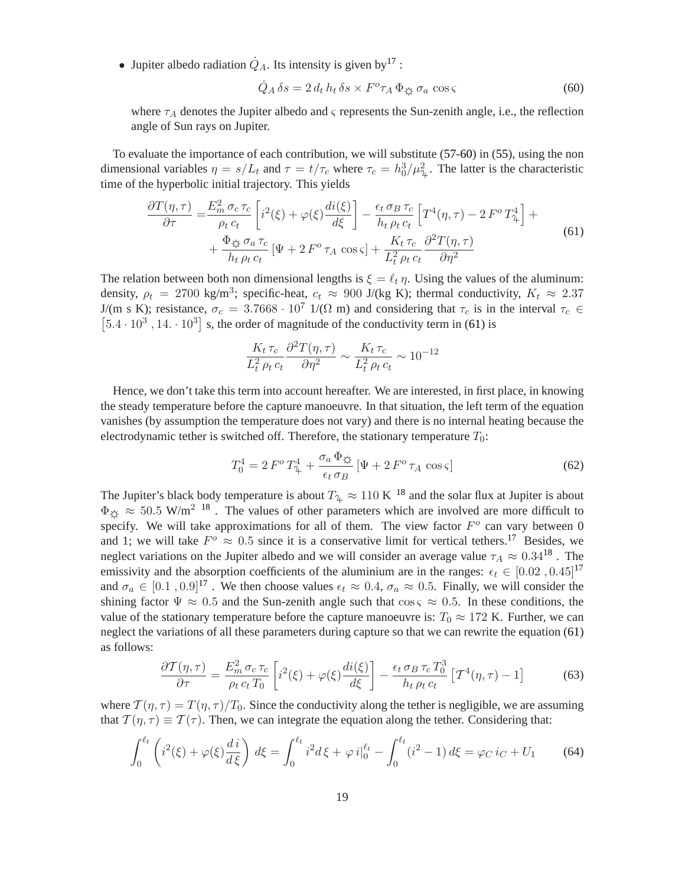- Jupiter albedo radiation $\dot{Q}_A$. Its intensity is given by[17] :

$$\dot{Q}_A \, \delta s = 2 \, d_t \, h_t \, \delta s \times F^o \tau_A \, \Phi_{\odot} \, \sigma_a \, \cos\varsigma \tag{60}$$

where $\tau_A$ denotes the Jupiter albedo and $\varsigma$ represents the Sun-zenith angle, i.e., the reflection angle of Sun rays on Jupiter.

To evaluate the importance of each contribution, we will substitute (57-60) in (55), using the non dimensional variables $\eta = s/L_t$ and $\tau = t/\tau_c$ where $\tau_c = h_0^3/\mu_{♃}^2$. The latter is the characteristic time of the hyperbolic initial trajectory. This yields

$$\begin{aligned}\frac{\partial T(\eta,\tau)}{\partial \tau} =& \frac{E_m^2 \, \sigma_c \, \tau_c}{\rho_t \, c_t}\left[i^2(\xi) + \varphi(\xi)\frac{di(\xi)}{d\xi}\right] - \frac{\epsilon_t \, \sigma_B \, \tau_c}{h_t \, \rho_t \, c_t}\left[T^4(\eta,\tau) - 2\, F^o \, T_{♃}^4\right] + \\ &+ \frac{\Phi_{\odot} \, \sigma_a \, \tau_c}{h_t \, \rho_t \, c_t}\left[\Psi + 2\, F^o \, \tau_A \, \cos\varsigma\right] + \frac{K_t \, \tau_c}{L_t^2 \, \rho_t \, c_t}\frac{\partial^2 T(\eta,\tau)}{\partial \eta^2}\end{aligned} \tag{61}$$

The relation between both non dimensional lengths is $\xi = \ell_t \, \eta$. Using the values of the aluminum: density, $\rho_t = 2700$ kg/m$^3$; specific-heat, $c_t \approx 900$ J/(kg K); thermal conductivity, $K_t \approx 2.37$ J/(m s K); resistance, $\sigma_c = 3.7668 \cdot 10^7$ 1/($\Omega$ m) and considering that $\tau_c$ is in the interval $\tau_c \in \left[5.4 \cdot 10^3 \,, 14. \cdot 10^3\right]$ s, the order of magnitude of the conductivity term in (61) is

$$\frac{K_t \, \tau_c}{L_t^2 \, \rho_t \, c_t}\frac{\partial^2 T(\eta,\tau)}{\partial \eta^2} \sim \frac{K_t \, \tau_c}{L_t^2 \, \rho_t \, c_t} \sim 10^{-12}$$

Hence, we don't take this term into account hereafter. We are interested, in first place, in knowing the steady temperature before the capture manoeuvre. In that situation, the left term of the equation vanishes (by assumption the temperature does not vary) and there is no internal heating because the electrodynamic tether is switched off. Therefore, the stationary temperature $T_0$:

$$T_0^4 = 2\, F^o \, T_{♃}^4 + \frac{\sigma_a \, \Phi_{\odot}}{\epsilon_t \, \sigma_B}\left[\Psi + 2\, F^o \, \tau_A \, \cos\varsigma\right] \tag{62}$$

The Jupiter's black body temperature is about $T_{♃} \approx 110$ K [18] and the solar flux at Jupiter is about $\Phi_{\odot} \approx 50.5$ W/m$^2$ [18]. The values of other parameters which are involved are more difficult to specify. We will take approximations for all of them. The view factor $F^o$ can vary between 0 and 1; we will take $F^o \approx 0.5$ since it is a conservative limit for vertical tethers.[17] Besides, we neglect variations on the Jupiter albedo and we will consider an average value $\tau_A \approx 0.34$[18]. The emissivity and the absorption coefficients of the aluminium are in the ranges: $\epsilon_t \in [0.02 \,, 0.45]$[17] and $\sigma_a \in [0.1 \,, 0.9]$[17]. We then choose values $\epsilon_t \approx 0.4$, $\sigma_a \approx 0.5$. Finally, we will consider the shining factor $\Psi \approx 0.5$ and the Sun-zenith angle such that $\cos\varsigma \approx 0.5$. In these conditions, the value of the stationary temperature before the capture manoeuvre is: $T_0 \approx 172$ K. Further, we can neglect the variations of all these parameters during capture so that we can rewrite the equation (61) as follows:

$$\frac{\partial \mathcal{T}(\eta,\tau)}{\partial \tau} = \frac{E_m^2 \, \sigma_c \, \tau_c}{\rho_t \, c_t \, T_0}\left[i^2(\xi) + \varphi(\xi)\frac{di(\xi)}{d\xi}\right] - \frac{\epsilon_t \, \sigma_B \, \tau_c \, T_0^3}{h_t \, \rho_t \, c_t}\left[\mathcal{T}^4(\eta,\tau) - 1\right] \tag{63}$$

where $\mathcal{T}(\eta,\tau) = T(\eta,\tau)/T_0$. Since the conductivity along the tether is negligible, we are assuming that $\mathcal{T}(\eta,\tau) \equiv \mathcal{T}(\tau)$. Then, we can integrate the equation along the tether. Considering that:

$$\int_0^{\ell_t}\left(i^2(\xi) + \varphi(\xi)\frac{d\,i}{d\,\xi}\right)\, d\xi = \int_0^{\ell_t} i^2 d\,\xi + \varphi\, i|_0^{\ell_t} - \int_0^{\ell_t}(i^2 - 1)\, d\xi = \varphi_C \, i_C + U_1 \tag{64}$$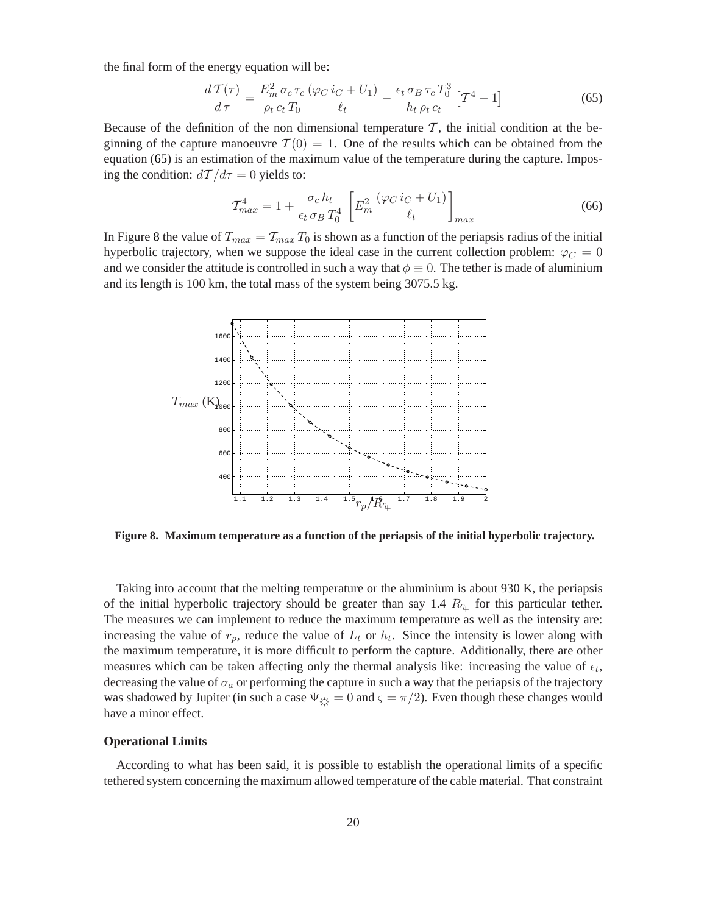the final form of the energy equation will be:

$$\frac{d\,\mathcal{T}(\tau)}{d\,\tau} = \frac{E_m^2\,\sigma_c\,\tau_c}{\rho_t\,c_t\,T_0}\frac{(\varphi_C\,i_C + U_1)}{\ell_t} - \frac{\epsilon_t\,\sigma_B\,\tau_c\,T_0^3}{h_t\,\rho_t\,c_t}\left[\mathcal{T}^4 - 1\right] \tag{65}$$

Because of the definition of the non dimensional temperature $\mathcal{T}$, the initial condition at the beginning of the capture manoeuvre $\mathcal{T}(0) = 1$. One of the results which can be obtained from the equation (65) is an estimation of the maximum value of the temperature during the capture. Imposing the condition: $d\mathcal{T}/d\tau = 0$ yields to:

$$\mathcal{T}_{max}^4 = 1 + \frac{\sigma_c\,h_t}{\epsilon_t\,\sigma_B\,T_0^4}\left[E_m^2\,\frac{(\varphi_C\,i_C + U_1)}{\ell_t}\right]_{max} \tag{66}$$

In Figure 8 the value of $T_{max} = \mathcal{T}_{max}\,T_0$ is shown as a function of the periapsis radius of the initial hyperbolic trajectory, when we suppose the ideal case in the current collection problem: $\varphi_C = 0$ and we consider the attitude is controlled in such a way that $\phi \equiv 0$. The tether is made of aluminium and its length is 100 km, the total mass of the system being 3075.5 kg.

**Figure 8. Maximum temperature as a function of the periapsis of the initial hyperbolic trajectory.**

Taking into account that the melting temperature or the aluminium is about 930 K, the periapsis of the initial hyperbolic trajectory should be greater than say 1.4 $R_{♃}$ for this particular tether. The measures we can implement to reduce the maximum temperature as well as the intensity are: increasing the value of $r_p$, reduce the value of $L_t$ or $h_t$. Since the intensity is lower along with the maximum temperature, it is more difficult to perform the capture. Additionally, there are other measures which can be taken affecting only the thermal analysis like: increasing the value of $\epsilon_t$, decreasing the value of $\sigma_a$ or performing the capture in such a way that the periapsis of the trajectory was shadowed by Jupiter (in such a case $\Psi_{☼} = 0$ and $\varsigma = \pi/2$). Even though these changes would have a minor effect.

**Operational Limits**

According to what has been said, it is possible to establish the operational limits of a specific tethered system concerning the maximum allowed temperature of the cable material. That constraint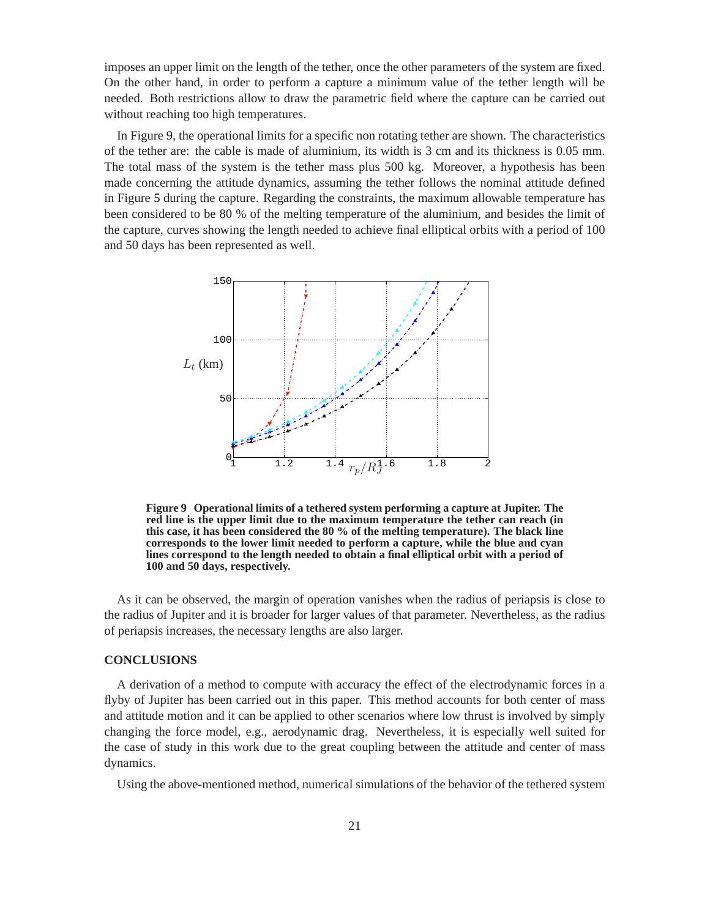imposes an upper limit on the length of the tether, once the other parameters of the system are fixed. On the other hand, in order to perform a capture a minimum value of the tether length will be needed. Both restrictions allow to draw the parametric field where the capture can be carried out without reaching too high temperatures.

In Figure 9, the operational limits for a specific non rotating tether are shown. The characteristics of the tether are: the cable is made of aluminium, its width is 3 cm and its thickness is 0.05 mm. The total mass of the system is the tether mass plus 500 kg. Moreover, a hypothesis has been made concerning the attitude dynamics, assuming the tether follows the nominal attitude defined in Figure 5 during the capture. Regarding the constraints, the maximum allowable temperature has been considered to be 80 % of the melting temperature of the aluminium, and besides the limit of the capture, curves showing the length needed to achieve final elliptical orbits with a period of 100 and 50 days has been represented as well.

**Figure 9 Operational limits of a tethered system performing a capture at Jupiter. The red line is the upper limit due to the maximum temperature the tether can reach (in this case, it has been considered the 80 % of the melting temperature). The black line corresponds to the lower limit needed to perform a capture, while the blue and cyan lines correspond to the length needed to obtain a final elliptical orbit with a period of 100 and 50 days, respectively.**

As it can be observed, the margin of operation vanishes when the radius of periapsis is close to the radius of Jupiter and it is broader for larger values of that parameter. Nevertheless, as the radius of periapsis increases, the necessary lengths are also larger.

## CONCLUSIONS

A derivation of a method to compute with accuracy the effect of the electrodynamic forces in a flyby of Jupiter has been carried out in this paper. This method accounts for both center of mass and attitude motion and it can be applied to other scenarios where low thrust is involved by simply changing the force model, e.g., aerodynamic drag. Nevertheless, it is especially well suited for the case of study in this work due to the great coupling between the attitude and center of mass dynamics.

Using the above-mentioned method, numerical simulations of the behavior of the tethered system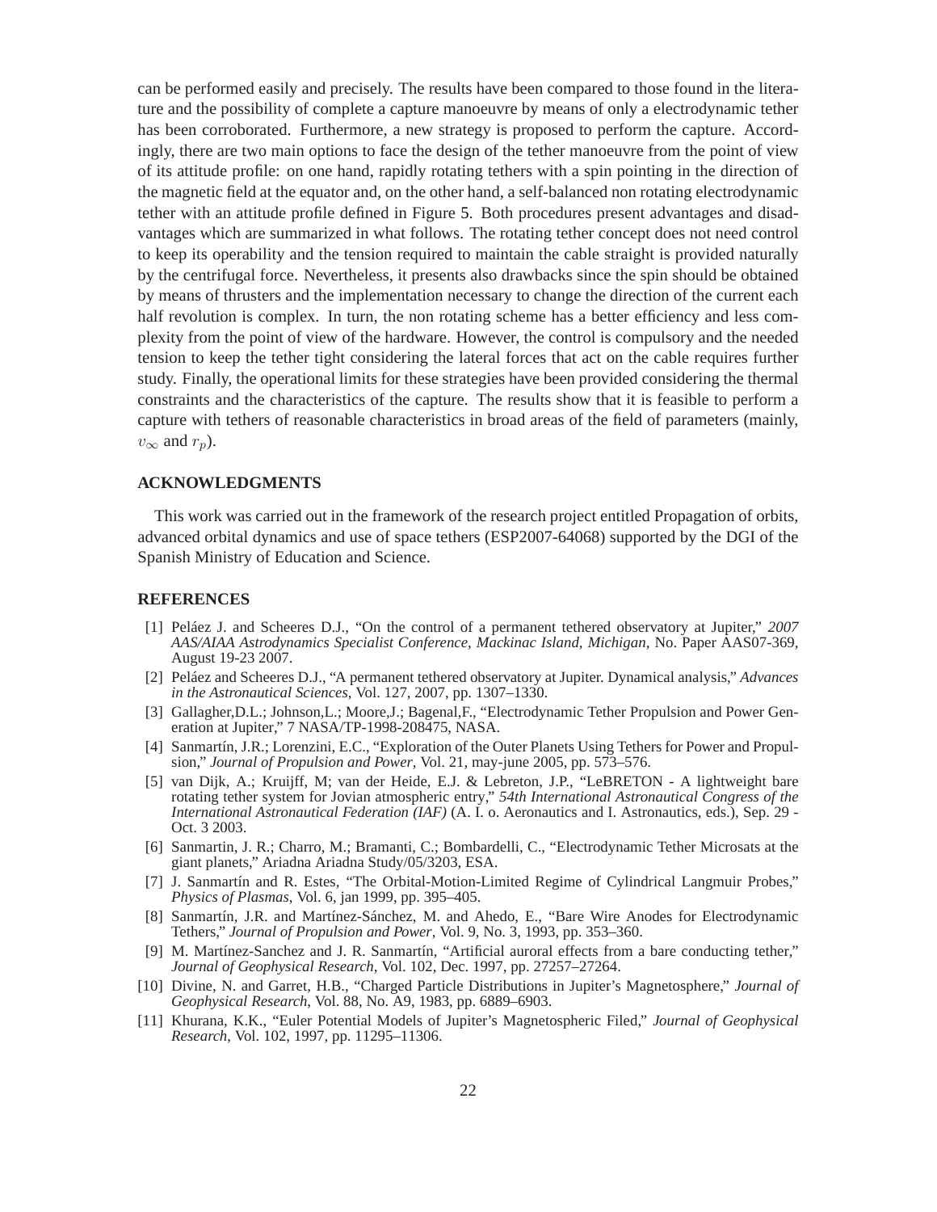can be performed easily and precisely. The results have been compared to those found in the literature and the possibility of complete a capture manoeuvre by means of only a electrodynamic tether has been corroborated. Furthermore, a new strategy is proposed to perform the capture. Accordingly, there are two main options to face the design of the tether manoeuvre from the point of view of its attitude profile: on one hand, rapidly rotating tethers with a spin pointing in the direction of the magnetic field at the equator and, on the other hand, a self-balanced non rotating electrodynamic tether with an attitude profile defined in Figure 5. Both procedures present advantages and disadvantages which are summarized in what follows. The rotating tether concept does not need control to keep its operability and the tension required to maintain the cable straight is provided naturally by the centrifugal force. Nevertheless, it presents also drawbacks since the spin should be obtained by means of thrusters and the implementation necessary to change the direction of the current each half revolution is complex. In turn, the non rotating scheme has a better efficiency and less complexity from the point of view of the hardware. However, the control is compulsory and the needed tension to keep the tether tight considering the lateral forces that act on the cable requires further study. Finally, the operational limits for these strategies have been provided considering the thermal constraints and the characteristics of the capture. The results show that it is feasible to perform a capture with tethers of reasonable characteristics in broad areas of the field of parameters (mainly, $v_\infty$ and $r_p$).

## ACKNOWLEDGMENTS

This work was carried out in the framework of the research project entitled Propagation of orbits, advanced orbital dynamics and use of space tethers (ESP2007-64068) supported by the DGI of the Spanish Ministry of Education and Science.

## REFERENCES

[1] Peláez J. and Scheeres D.J., "On the control of a permanent tethered observatory at Jupiter," *2007 AAS/AIAA Astrodynamics Specialist Conference, Mackinac Island, Michigan*, No. Paper AAS07-369, August 19-23 2007.

[2] Peláez and Scheeres D.J., "A permanent tethered observatory at Jupiter. Dynamical analysis," *Advances in the Astronautical Sciences*, Vol. 127, 2007, pp. 1307–1330.

[3] Gallagher,D.L.; Johnson,L.; Moore,J.; Bagenal,F., "Electrodynamic Tether Propulsion and Power Generation at Jupiter," 7 NASA/TP-1998-208475, NASA.

[4] Sanmartín, J.R.; Lorenzini, E.C., "Exploration of the Outer Planets Using Tethers for Power and Propulsion," *Journal of Propulsion and Power*, Vol. 21, may-june 2005, pp. 573–576.

[5] van Dijk, A.; Kruijff, M; van der Heide, E.J. & Lebreton, J.P., "LeBRETON - A lightweight bare rotating tether system for Jovian atmospheric entry," *54th International Astronautical Congress of the International Astronautical Federation (IAF)* (A. I. o. Aeronautics and I. Astronautics, eds.), Sep. 29 - Oct. 3 2003.

[6] Sanmartin, J. R.; Charro, M.; Bramanti, C.; Bombardelli, C., "Electrodynamic Tether Microsats at the giant planets," Ariadna Ariadna Study/05/3203, ESA.

[7] J. Sanmartín and R. Estes, "The Orbital-Motion-Limited Regime of Cylindrical Langmuir Probes," *Physics of Plasmas*, Vol. 6, jan 1999, pp. 395–405.

[8] Sanmartín, J.R. and Martínez-Sánchez, M. and Ahedo, E., "Bare Wire Anodes for Electrodynamic Tethers," *Journal of Propulsion and Power*, Vol. 9, No. 3, 1993, pp. 353–360.

[9] M. Martínez-Sanchez and J. R. Sanmartín, "Artificial auroral effects from a bare conducting tether," *Journal of Geophysical Research*, Vol. 102, Dec. 1997, pp. 27257–27264.

[10] Divine, N. and Garret, H.B., "Charged Particle Distributions in Jupiter's Magnetosphere," *Journal of Geophysical Research*, Vol. 88, No. A9, 1983, pp. 6889–6903.

[11] Khurana, K.K., "Euler Potential Models of Jupiter's Magnetospheric Filed," *Journal of Geophysical Research*, Vol. 102, 1997, pp. 11295–11306.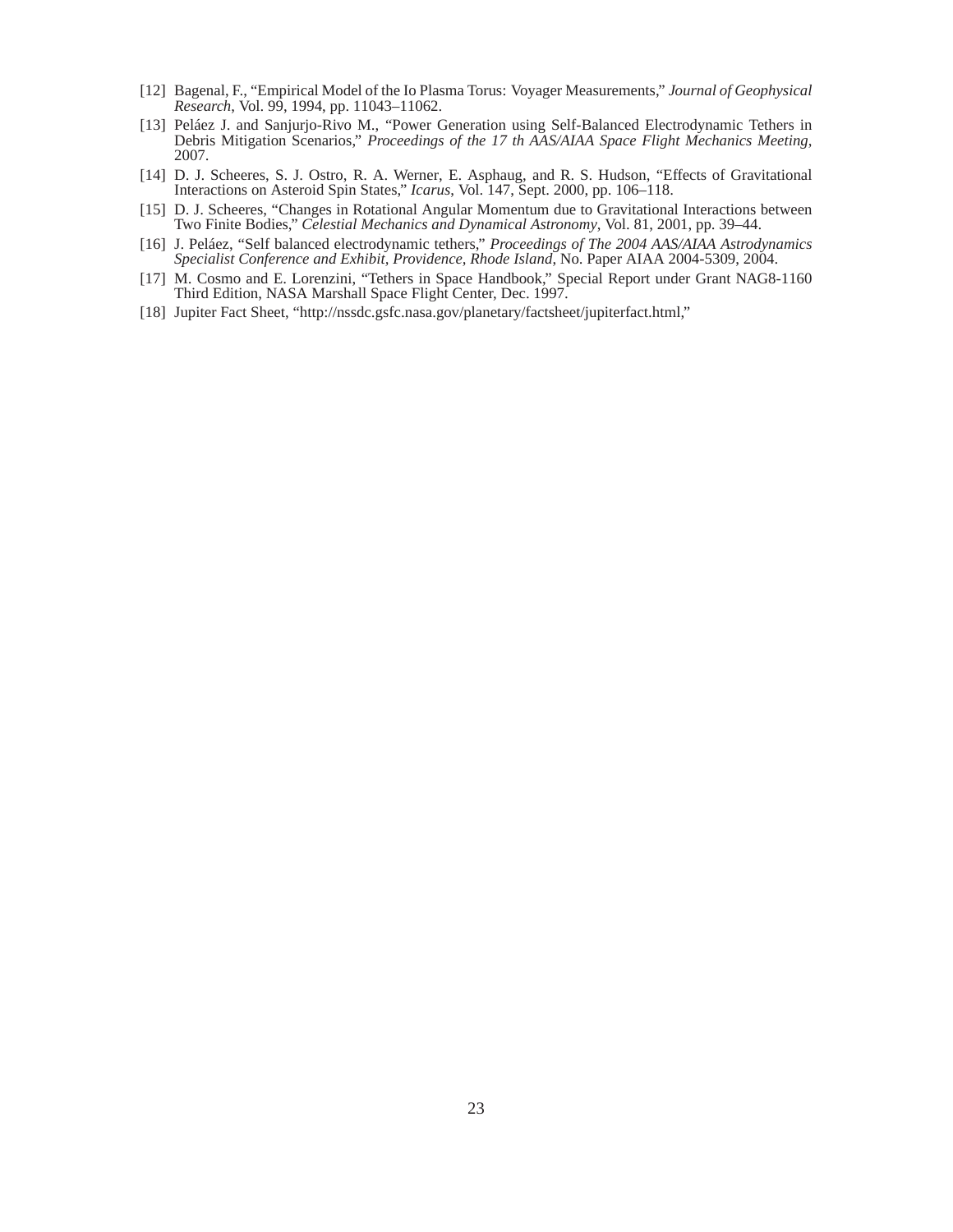[12] Bagenal, F., "Empirical Model of the Io Plasma Torus: Voyager Measurements," *Journal of Geophysical Research*, Vol. 99, 1994, pp. 11043–11062.

[13] Peláez J. and Sanjurjo-Rivo M., "Power Generation using Self-Balanced Electrodynamic Tethers in Debris Mitigation Scenarios," *Proceedings of the 17 th AAS/AIAA Space Flight Mechanics Meeting*, 2007.

[14] D. J. Scheeres, S. J. Ostro, R. A. Werner, E. Asphaug, and R. S. Hudson, "Effects of Gravitational Interactions on Asteroid Spin States," *Icarus*, Vol. 147, Sept. 2000, pp. 106–118.

[15] D. J. Scheeres, "Changes in Rotational Angular Momentum due to Gravitational Interactions between Two Finite Bodies," *Celestial Mechanics and Dynamical Astronomy*, Vol. 81, 2001, pp. 39–44.

[16] J. Peláez, "Self balanced electrodynamic tethers," *Proceedings of The 2004 AAS/AIAA Astrodynamics Specialist Conference and Exhibit, Providence, Rhode Island*, No. Paper AIAA 2004-5309, 2004.

[17] M. Cosmo and E. Lorenzini, "Tethers in Space Handbook," Special Report under Grant NAG8-1160 Third Edition, NASA Marshall Space Flight Center, Dec. 1997.

[18] Jupiter Fact Sheet, "http://nssdc.gsfc.nasa.gov/planetary/factsheet/jupiterfact.html,"